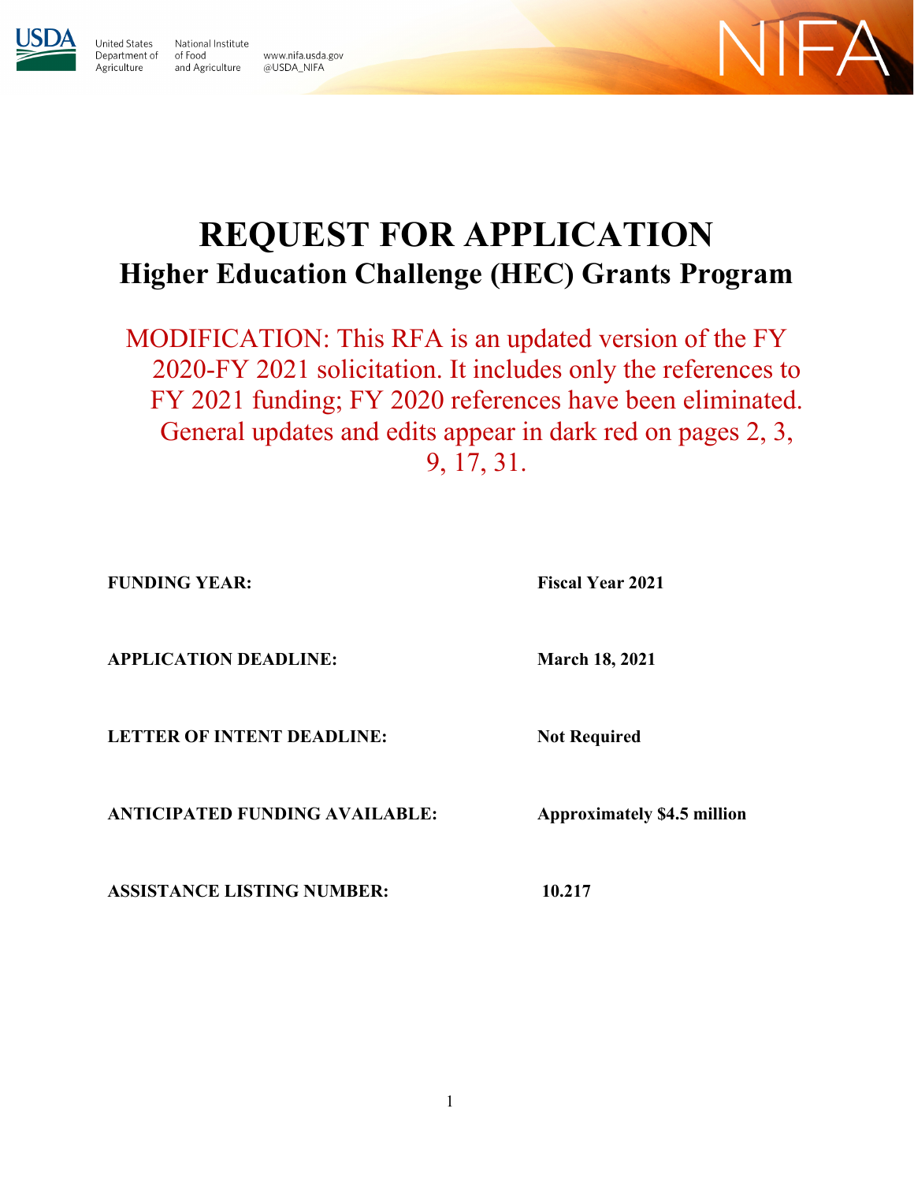United States Department of Agriculture · National Institute of Food and Agriculture · www.nifa.usda.gov · @USDA_NIFA

# REQUEST FOR APPLICATION

## Higher Education Challenge (HEC) Grants Program

MODIFICATION: This RFA is an updated version of the FY 2020-FY 2021 solicitation. It includes only the references to FY 2021 funding; FY 2020 references have been eliminated. General updates and edits appear in dark red on pages 2, 3, 9, 17, 31.

| | |
|---|---|
| **FUNDING YEAR:** | **Fiscal Year 2021** |
| **APPLICATION DEADLINE:** | **March 18, 2021** |
| **LETTER OF INTENT DEADLINE:** | **Not Required** |
| **ANTICIPATED FUNDING AVAILABLE:** | **Approximately $4.5 million** |
| **ASSISTANCE LISTING NUMBER:** | **10.217** |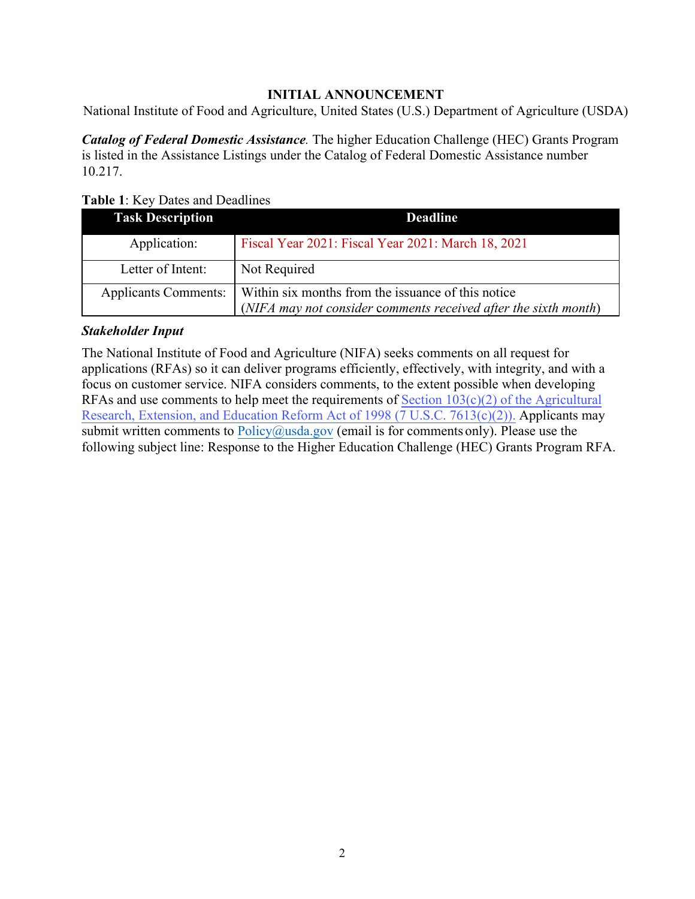## INITIAL ANNOUNCEMENT

National Institute of Food and Agriculture, United States (U.S.) Department of Agriculture (USDA)

***Catalog of Federal Domestic Assistance*.** The higher Education Challenge (HEC) Grants Program is listed in the Assistance Listings under the Catalog of Federal Domestic Assistance number 10.217.

**Table 1**: Key Dates and Deadlines

| Task Description | Deadline |
|---|---|
| Application: | Fiscal Year 2021: Fiscal Year 2021: March 18, 2021 |
| Letter of Intent: | Not Required |
| Applicants Comments: | Within six months from the issuance of this notice (*NIFA may not consider comments received after the sixth month*) |

***Stakeholder Input***

The National Institute of Food and Agriculture (NIFA) seeks comments on all request for applications (RFAs) so it can deliver programs efficiently, effectively, with integrity, and with a focus on customer service. NIFA considers comments, to the extent possible when developing RFAs and use comments to help meet the requirements of Section 103(c)(2) of the Agricultural Research, Extension, and Education Reform Act of 1998 (7 U.S.C. 7613(c)(2)). Applicants may submit written comments to Policy@usda.gov (email is for comments only). Please use the following subject line: Response to the Higher Education Challenge (HEC) Grants Program RFA.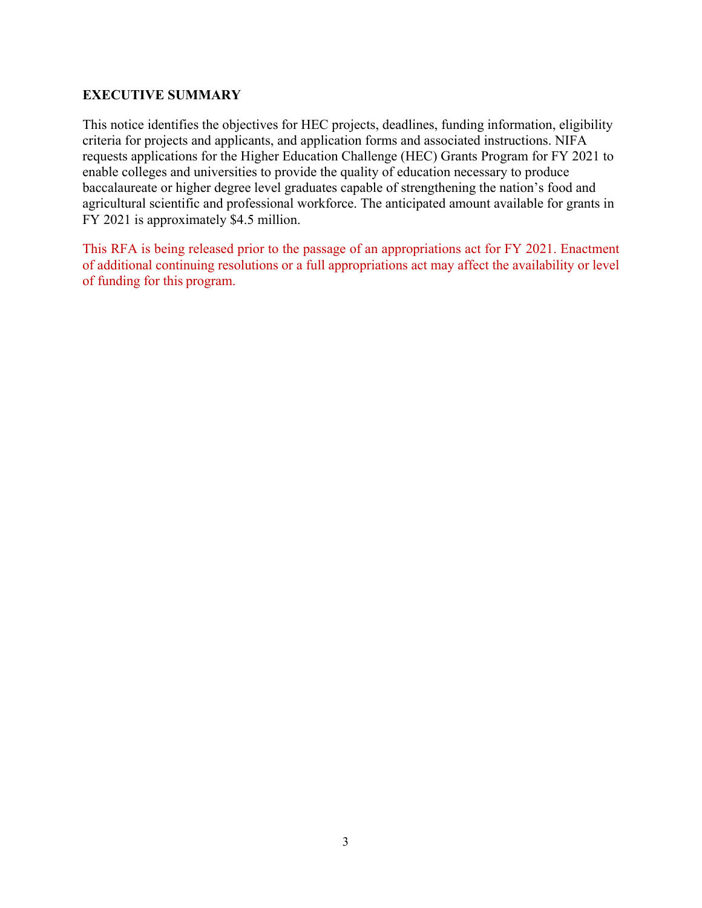## EXECUTIVE SUMMARY

This notice identifies the objectives for HEC projects, deadlines, funding information, eligibility criteria for projects and applicants, and application forms and associated instructions. NIFA requests applications for the Higher Education Challenge (HEC) Grants Program for FY 2021 to enable colleges and universities to provide the quality of education necessary to produce baccalaureate or higher degree level graduates capable of strengthening the nation's food and agricultural scientific and professional workforce. The anticipated amount available for grants in FY 2021 is approximately $4.5 million.

This RFA is being released prior to the passage of an appropriations act for FY 2021. Enactment of additional continuing resolutions or a full appropriations act may affect the availability or level of funding for this program.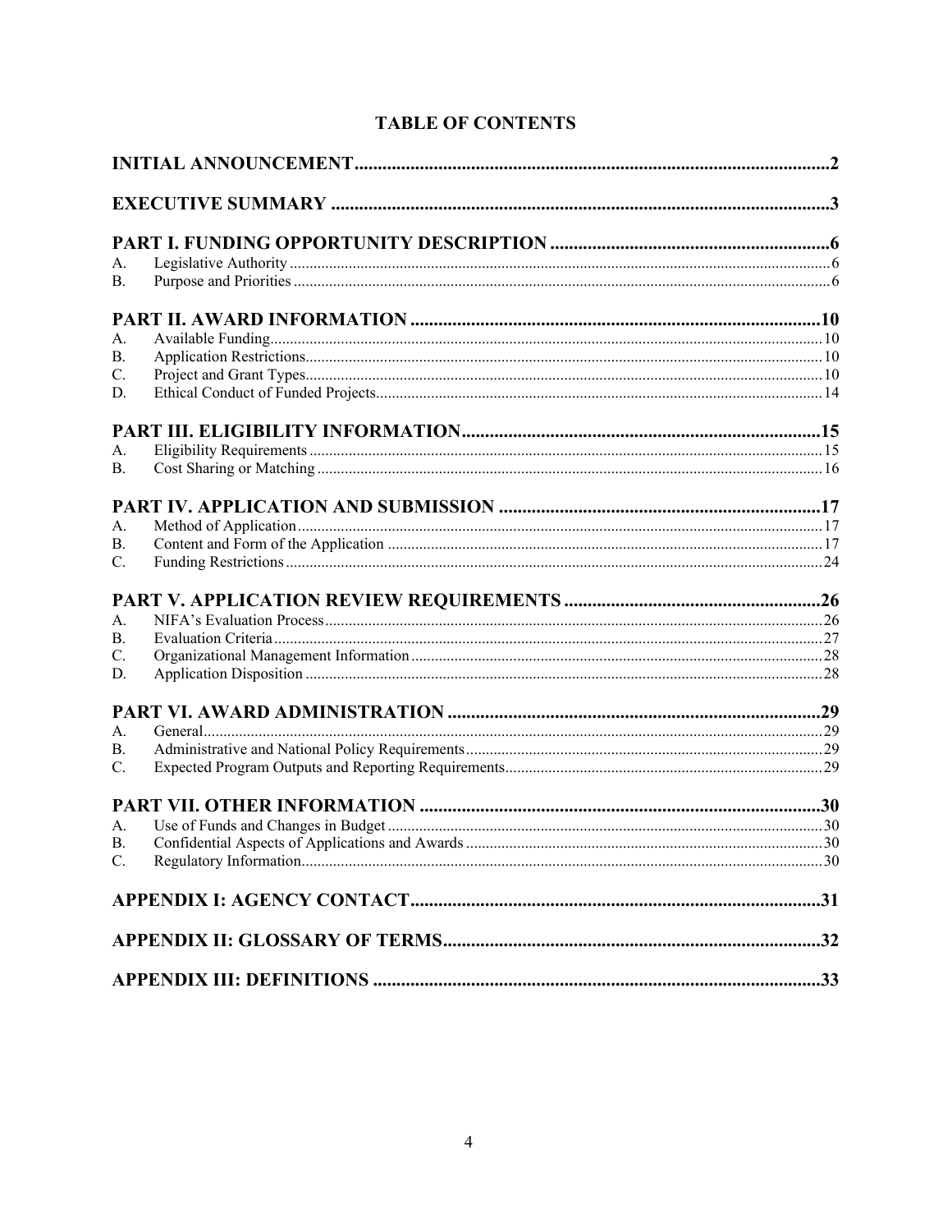# TABLE OF CONTENTS

**INITIAL ANNOUNCEMENT** .... 2

**EXECUTIVE SUMMARY** .... 3

**PART I. FUNDING OPPORTUNITY DESCRIPTION** .... 6

A. Legislative Authority .... 6
B. Purpose and Priorities .... 6

**PART II. AWARD INFORMATION** .... 10

A. Available Funding .... 10
B. Application Restrictions .... 10
C. Project and Grant Types .... 10
D. Ethical Conduct of Funded Projects .... 14

**PART III. ELIGIBILITY INFORMATION** .... 15

A. Eligibility Requirements .... 15
B. Cost Sharing or Matching .... 16

**PART IV. APPLICATION AND SUBMISSION** .... 17

A. Method of Application .... 17
B. Content and Form of the Application .... 17
C. Funding Restrictions .... 24

**PART V. APPLICATION REVIEW REQUIREMENTS** .... 26

A. NIFA's Evaluation Process .... 26
B. Evaluation Criteria .... 27
C. Organizational Management Information .... 28
D. Application Disposition .... 28

**PART VI. AWARD ADMINISTRATION** .... 29

A. General .... 29
B. Administrative and National Policy Requirements .... 29
C. Expected Program Outputs and Reporting Requirements .... 29

**PART VII. OTHER INFORMATION** .... 30

A. Use of Funds and Changes in Budget .... 30
B. Confidential Aspects of Applications and Awards .... 30
C. Regulatory Information .... 30

**APPENDIX I: AGENCY CONTACT** .... 31

**APPENDIX II: GLOSSARY OF TERMS** .... 32

**APPENDIX III: DEFINITIONS** .... 33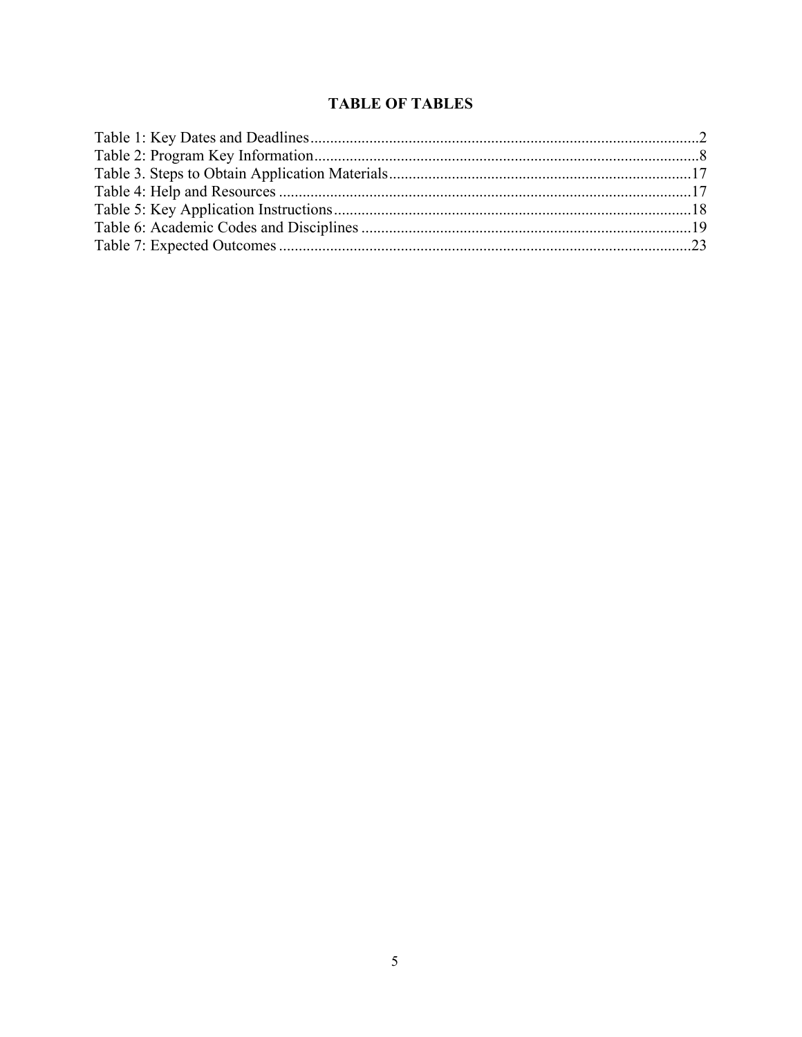# TABLE OF TABLES

Table 1: Key Dates and Deadlines....................................................................................................2
Table 2: Program Key Information...................................................................................................8
Table 3. Steps to Obtain Application Materials...............................................................................17
Table 4: Help and Resources ..........................................................................................................17
Table 5: Key Application Instructions.............................................................................................18
Table 6: Academic Codes and Disciplines ......................................................................................19
Table 7: Expected Outcomes ..........................................................................................................23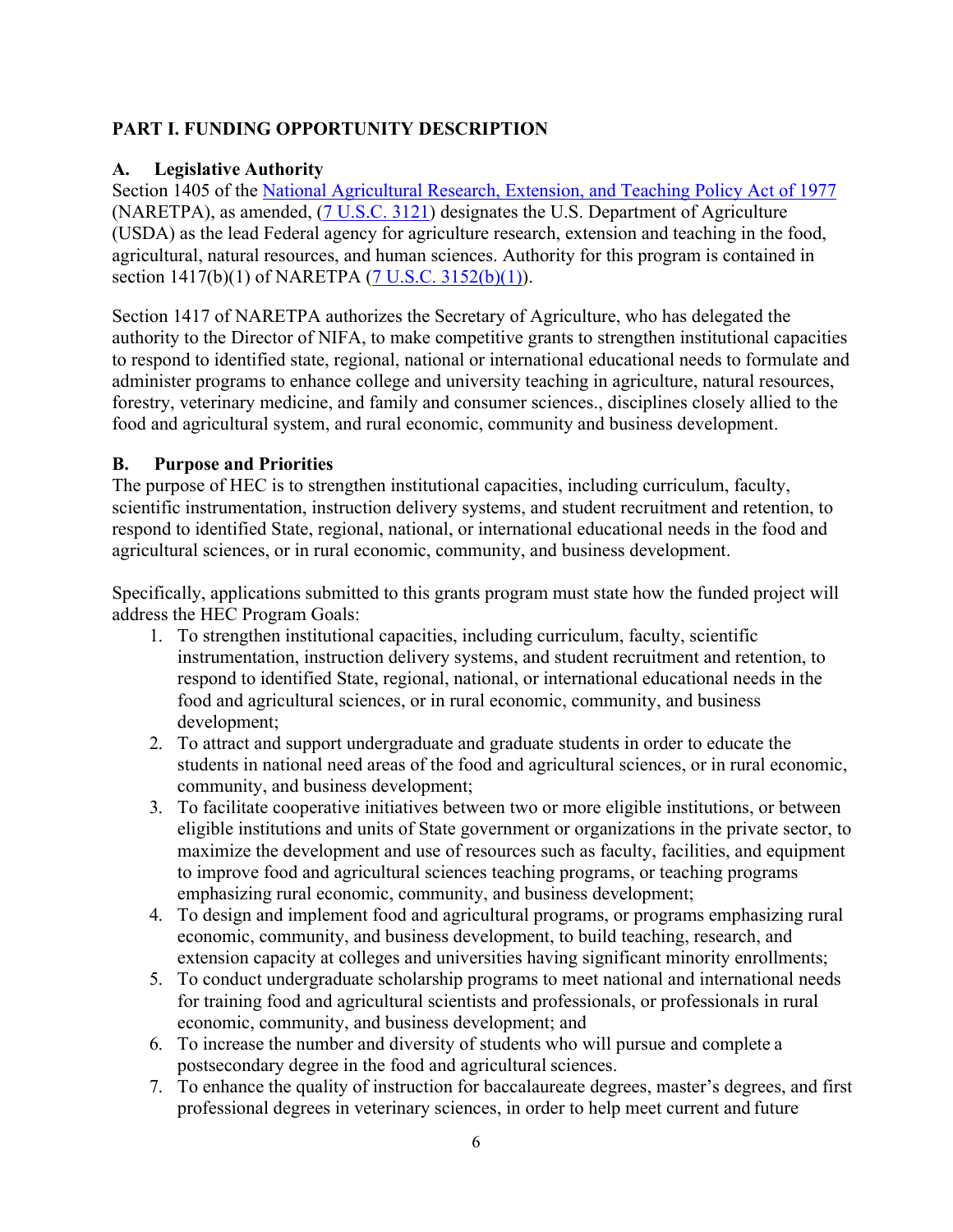## PART I. FUNDING OPPORTUNITY DESCRIPTION

### A. Legislative Authority

Section 1405 of the [National Agricultural Research, Extension, and Teaching Policy Act of 1977](#) (NARETPA), as amended, ([7 U.S.C. 3121](#)) designates the U.S. Department of Agriculture (USDA) as the lead Federal agency for agriculture research, extension and teaching in the food, agricultural, natural resources, and human sciences. Authority for this program is contained in section 1417(b)(1) of NARETPA ([7 U.S.C. 3152(b)(1)](#)).

Section 1417 of NARETPA authorizes the Secretary of Agriculture, who has delegated the authority to the Director of NIFA, to make competitive grants to strengthen institutional capacities to respond to identified state, regional, national or international educational needs to formulate and administer programs to enhance college and university teaching in agriculture, natural resources, forestry, veterinary medicine, and family and consumer sciences., disciplines closely allied to the food and agricultural system, and rural economic, community and business development.

### B. Purpose and Priorities

The purpose of HEC is to strengthen institutional capacities, including curriculum, faculty, scientific instrumentation, instruction delivery systems, and student recruitment and retention, to respond to identified State, regional, national, or international educational needs in the food and agricultural sciences, or in rural economic, community, and business development.

Specifically, applications submitted to this grants program must state how the funded project will address the HEC Program Goals:

1. To strengthen institutional capacities, including curriculum, faculty, scientific instrumentation, instruction delivery systems, and student recruitment and retention, to respond to identified State, regional, national, or international educational needs in the food and agricultural sciences, or in rural economic, community, and business development;
2. To attract and support undergraduate and graduate students in order to educate the students in national need areas of the food and agricultural sciences, or in rural economic, community, and business development;
3. To facilitate cooperative initiatives between two or more eligible institutions, or between eligible institutions and units of State government or organizations in the private sector, to maximize the development and use of resources such as faculty, facilities, and equipment to improve food and agricultural sciences teaching programs, or teaching programs emphasizing rural economic, community, and business development;
4. To design and implement food and agricultural programs, or programs emphasizing rural economic, community, and business development, to build teaching, research, and extension capacity at colleges and universities having significant minority enrollments;
5. To conduct undergraduate scholarship programs to meet national and international needs for training food and agricultural scientists and professionals, or professionals in rural economic, community, and business development; and
6. To increase the number and diversity of students who will pursue and complete a postsecondary degree in the food and agricultural sciences.
7. To enhance the quality of instruction for baccalaureate degrees, master's degrees, and first professional degrees in veterinary sciences, in order to help meet current and future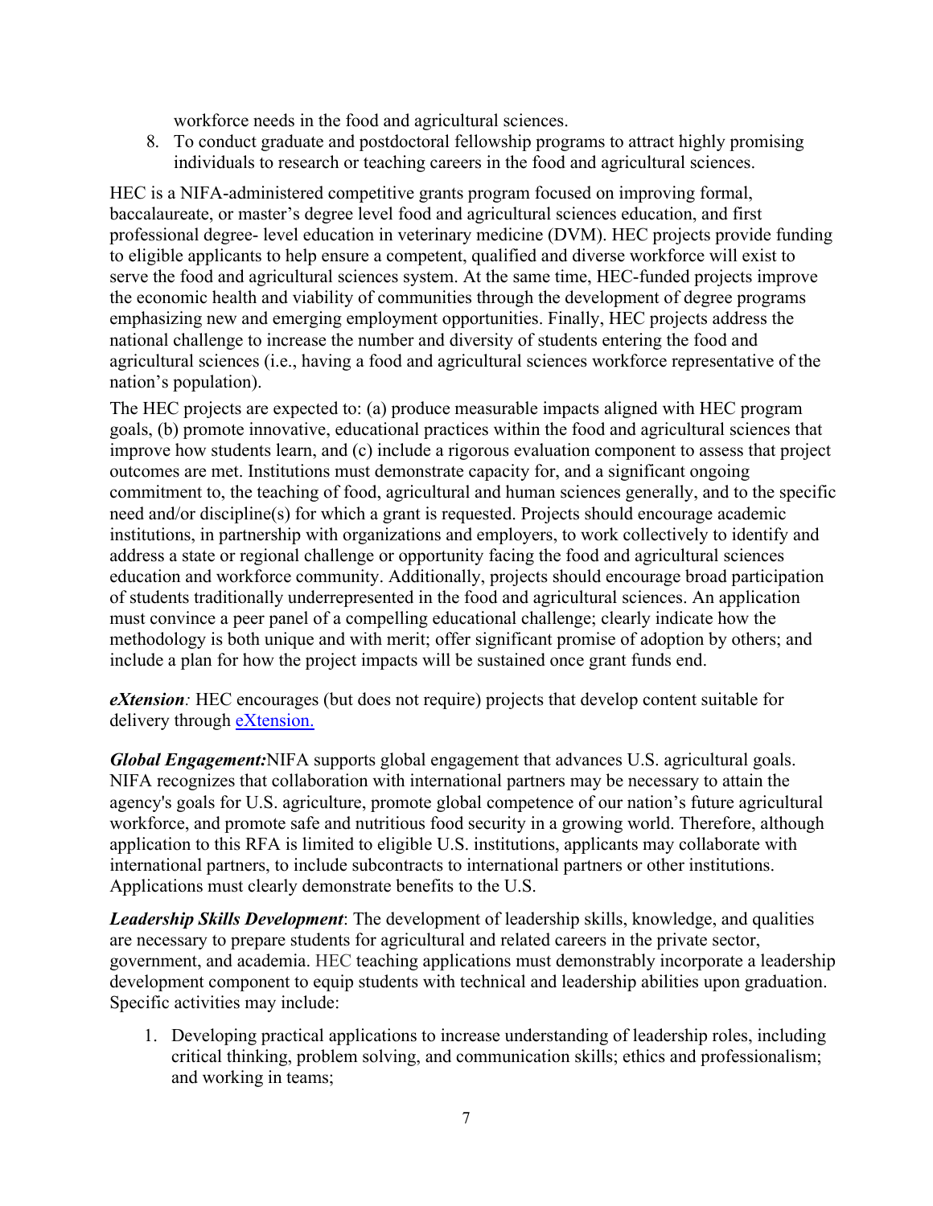workforce needs in the food and agricultural sciences.

8. To conduct graduate and postdoctoral fellowship programs to attract highly promising individuals to research or teaching careers in the food and agricultural sciences.

HEC is a NIFA-administered competitive grants program focused on improving formal, baccalaureate, or master's degree level food and agricultural sciences education, and first professional degree- level education in veterinary medicine (DVM). HEC projects provide funding to eligible applicants to help ensure a competent, qualified and diverse workforce will exist to serve the food and agricultural sciences system. At the same time, HEC-funded projects improve the economic health and viability of communities through the development of degree programs emphasizing new and emerging employment opportunities. Finally, HEC projects address the national challenge to increase the number and diversity of students entering the food and agricultural sciences (i.e., having a food and agricultural sciences workforce representative of the nation's population).

The HEC projects are expected to: (a) produce measurable impacts aligned with HEC program goals, (b) promote innovative, educational practices within the food and agricultural sciences that improve how students learn, and (c) include a rigorous evaluation component to assess that project outcomes are met. Institutions must demonstrate capacity for, and a significant ongoing commitment to, the teaching of food, agricultural and human sciences generally, and to the specific need and/or discipline(s) for which a grant is requested. Projects should encourage academic institutions, in partnership with organizations and employers, to work collectively to identify and address a state or regional challenge or opportunity facing the food and agricultural sciences education and workforce community. Additionally, projects should encourage broad participation of students traditionally underrepresented in the food and agricultural sciences. An application must convince a peer panel of a compelling educational challenge; clearly indicate how the methodology is both unique and with merit; offer significant promise of adoption by others; and include a plan for how the project impacts will be sustained once grant funds end.

***eXtension****:* HEC encourages (but does not require) projects that develop content suitable for delivery through eXtension.

***Global Engagement:***NIFA supports global engagement that advances U.S. agricultural goals. NIFA recognizes that collaboration with international partners may be necessary to attain the agency's goals for U.S. agriculture, promote global competence of our nation's future agricultural workforce, and promote safe and nutritious food security in a growing world. Therefore, although application to this RFA is limited to eligible U.S. institutions, applicants may collaborate with international partners, to include subcontracts to international partners or other institutions. Applications must clearly demonstrate benefits to the U.S.

***Leadership Skills Development***: The development of leadership skills, knowledge, and qualities are necessary to prepare students for agricultural and related careers in the private sector, government, and academia. HEC teaching applications must demonstrably incorporate a leadership development component to equip students with technical and leadership abilities upon graduation. Specific activities may include:

1. Developing practical applications to increase understanding of leadership roles, including critical thinking, problem solving, and communication skills; ethics and professionalism; and working in teams;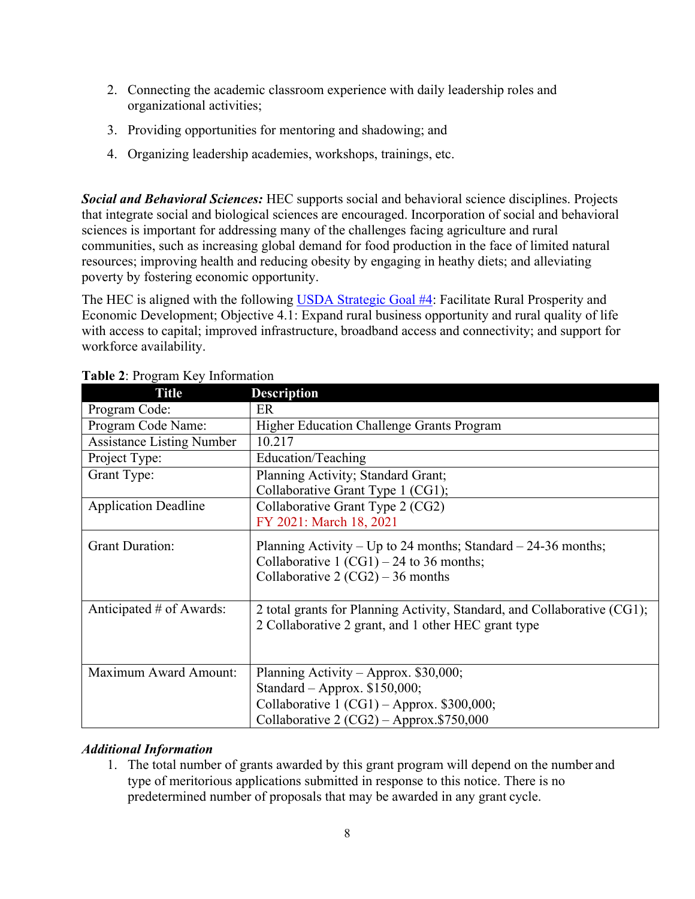2. Connecting the academic classroom experience with daily leadership roles and organizational activities;
3. Providing opportunities for mentoring and shadowing; and
4. Organizing leadership academies, workshops, trainings, etc.

***Social and Behavioral Sciences:*** HEC supports social and behavioral science disciplines. Projects that integrate social and biological sciences are encouraged. Incorporation of social and behavioral sciences is important for addressing many of the challenges facing agriculture and rural communities, such as increasing global demand for food production in the face of limited natural resources; improving health and reducing obesity by engaging in heathy diets; and alleviating poverty by fostering economic opportunity.

The HEC is aligned with the following [USDA Strategic Goal #4](): Facilitate Rural Prosperity and Economic Development; Objective 4.1: Expand rural business opportunity and rural quality of life with access to capital; improved infrastructure, broadband access and connectivity; and support for workforce availability.

**Table 2**: Program Key Information

| Title | Description |
|---|---|
| Program Code: | ER |
| Program Code Name: | Higher Education Challenge Grants Program |
| Assistance Listing Number | 10.217 |
| Project Type: | Education/Teaching |
| Grant Type: | Planning Activity; Standard Grant; Collaborative Grant Type 1 (CG1); |
| Application Deadline | Collaborative Grant Type 2 (CG2) FY 2021: March 18, 2021 |
| Grant Duration: | Planning Activity – Up to 24 months; Standard – 24-36 months; Collaborative 1 (CG1) – 24 to 36 months; Collaborative 2 (CG2) – 36 months |
| Anticipated # of Awards: | 2 total grants for Planning Activity, Standard, and Collaborative (CG1); 2 Collaborative 2 grant, and 1 other HEC grant type |
| Maximum Award Amount: | Planning Activity – Approx. $30,000; Standard – Approx. $150,000; Collaborative 1 (CG1) – Approx. $300,000; Collaborative 2 (CG2) – Approx.$750,000 |

***Additional Information***

1. The total number of grants awarded by this grant program will depend on the number and type of meritorious applications submitted in response to this notice. There is no predetermined number of proposals that may be awarded in any grant cycle.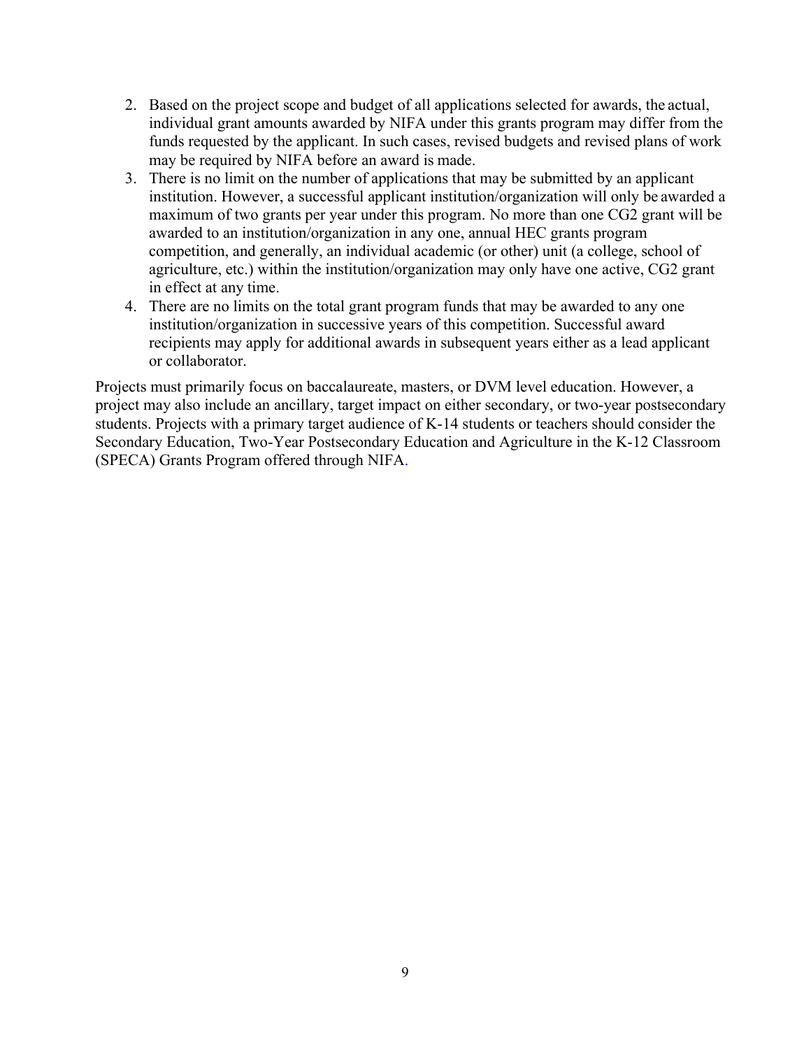2. Based on the project scope and budget of all applications selected for awards, the actual, individual grant amounts awarded by NIFA under this grants program may differ from the funds requested by the applicant. In such cases, revised budgets and revised plans of work may be required by NIFA before an award is made.
3. There is no limit on the number of applications that may be submitted by an applicant institution. However, a successful applicant institution/organization will only be awarded a maximum of two grants per year under this program. No more than one CG2 grant will be awarded to an institution/organization in any one, annual HEC grants program competition, and generally, an individual academic (or other) unit (a college, school of agriculture, etc.) within the institution/organization may only have one active, CG2 grant in effect at any time.
4. There are no limits on the total grant program funds that may be awarded to any one institution/organization in successive years of this competition. Successful award recipients may apply for additional awards in subsequent years either as a lead applicant or collaborator.

Projects must primarily focus on baccalaureate, masters, or DVM level education. However, a project may also include an ancillary, target impact on either secondary, or two-year postsecondary students. Projects with a primary target audience of K-14 students or teachers should consider the Secondary Education, Two-Year Postsecondary Education and Agriculture in the K-12 Classroom (SPECA) Grants Program offered through NIFA.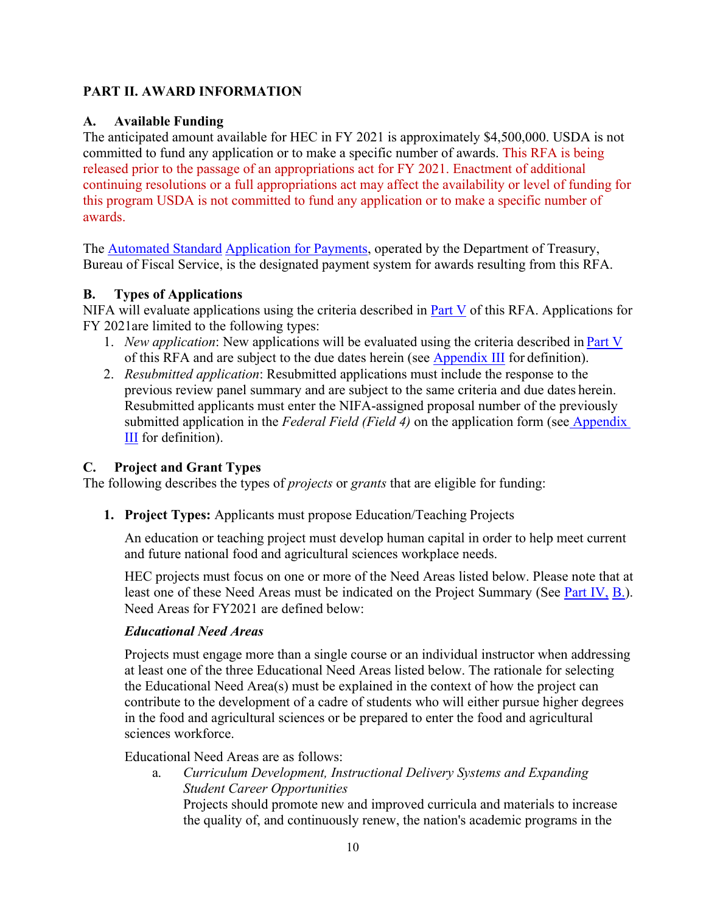## PART II. AWARD INFORMATION

### A. Available Funding

The anticipated amount available for HEC in FY 2021 is approximately $4,500,000. USDA is not committed to fund any application or to make a specific number of awards. This RFA is being released prior to the passage of an appropriations act for FY 2021. Enactment of additional continuing resolutions or a full appropriations act may affect the availability or level of funding for this program USDA is not committed to fund any application or to make a specific number of awards.

The Automated Standard Application for Payments, operated by the Department of Treasury, Bureau of Fiscal Service, is the designated payment system for awards resulting from this RFA.

### B. Types of Applications

NIFA will evaluate applications using the criteria described in Part V of this RFA. Applications for FY 2021are limited to the following types:

1. *New application*: New applications will be evaluated using the criteria described in Part V of this RFA and are subject to the due dates herein (see Appendix III for definition).
2. *Resubmitted application*: Resubmitted applications must include the response to the previous review panel summary and are subject to the same criteria and due dates herein. Resubmitted applicants must enter the NIFA-assigned proposal number of the previously submitted application in the *Federal Field (Field 4)* on the application form (see Appendix III for definition).

### C. Project and Grant Types

The following describes the types of *projects* or *grants* that are eligible for funding:

1. **Project Types:** Applicants must propose Education/Teaching Projects

   An education or teaching project must develop human capital in order to help meet current and future national food and agricultural sciences workplace needs.

   HEC projects must focus on one or more of the Need Areas listed below. Please note that at least one of these Need Areas must be indicated on the Project Summary (See Part IV, B.). Need Areas for FY2021 are defined below:

   ***Educational Need Areas***

   Projects must engage more than a single course or an individual instructor when addressing at least one of the three Educational Need Areas listed below. The rationale for selecting the Educational Need Area(s) must be explained in the context of how the project can contribute to the development of a cadre of students who will either pursue higher degrees in the food and agricultural sciences or be prepared to enter the food and agricultural sciences workforce.

   Educational Need Areas are as follows:

   a. *Curriculum Development, Instructional Delivery Systems and Expanding Student Career Opportunities*
   Projects should promote new and improved curricula and materials to increase the quality of, and continuously renew, the nation's academic programs in the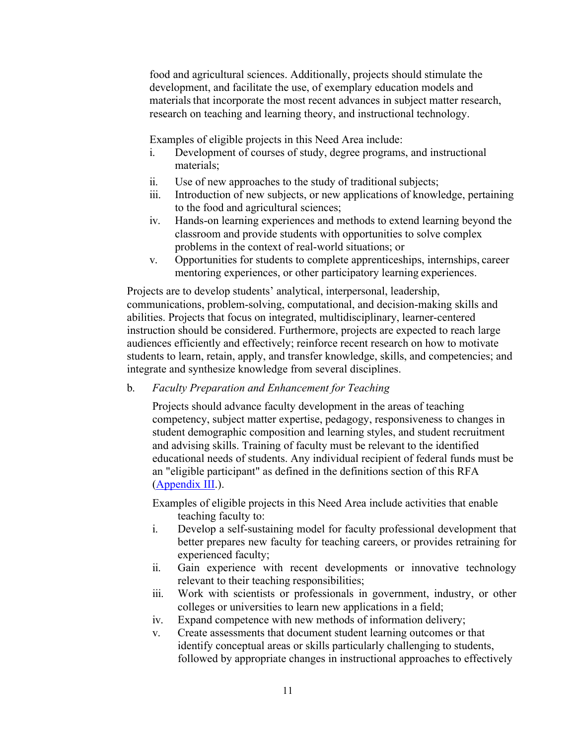food and agricultural sciences. Additionally, projects should stimulate the development, and facilitate the use, of exemplary education models and materials that incorporate the most recent advances in subject matter research, research on teaching and learning theory, and instructional technology.

Examples of eligible projects in this Need Area include:

i. Development of courses of study, degree programs, and instructional materials;
ii. Use of new approaches to the study of traditional subjects;
iii. Introduction of new subjects, or new applications of knowledge, pertaining to the food and agricultural sciences;
iv. Hands-on learning experiences and methods to extend learning beyond the classroom and provide students with opportunities to solve complex problems in the context of real-world situations; or
v. Opportunities for students to complete apprenticeships, internships, career mentoring experiences, or other participatory learning experiences.

Projects are to develop students' analytical, interpersonal, leadership, communications, problem-solving, computational, and decision-making skills and abilities. Projects that focus on integrated, multidisciplinary, learner-centered instruction should be considered. Furthermore, projects are expected to reach large audiences efficiently and effectively; reinforce recent research on how to motivate students to learn, retain, apply, and transfer knowledge, skills, and competencies; and integrate and synthesize knowledge from several disciplines.

b. *Faculty Preparation and Enhancement for Teaching*

Projects should advance faculty development in the areas of teaching competency, subject matter expertise, pedagogy, responsiveness to changes in student demographic composition and learning styles, and student recruitment and advising skills. Training of faculty must be relevant to the identified educational needs of students. Any individual recipient of federal funds must be an "eligible participant" as defined in the definitions section of this RFA (Appendix III.).

Examples of eligible projects in this Need Area include activities that enable teaching faculty to:

i. Develop a self-sustaining model for faculty professional development that better prepares new faculty for teaching careers, or provides retraining for experienced faculty;
ii. Gain experience with recent developments or innovative technology relevant to their teaching responsibilities;
iii. Work with scientists or professionals in government, industry, or other colleges or universities to learn new applications in a field;
iv. Expand competence with new methods of information delivery;
v. Create assessments that document student learning outcomes or that identify conceptual areas or skills particularly challenging to students, followed by appropriate changes in instructional approaches to effectively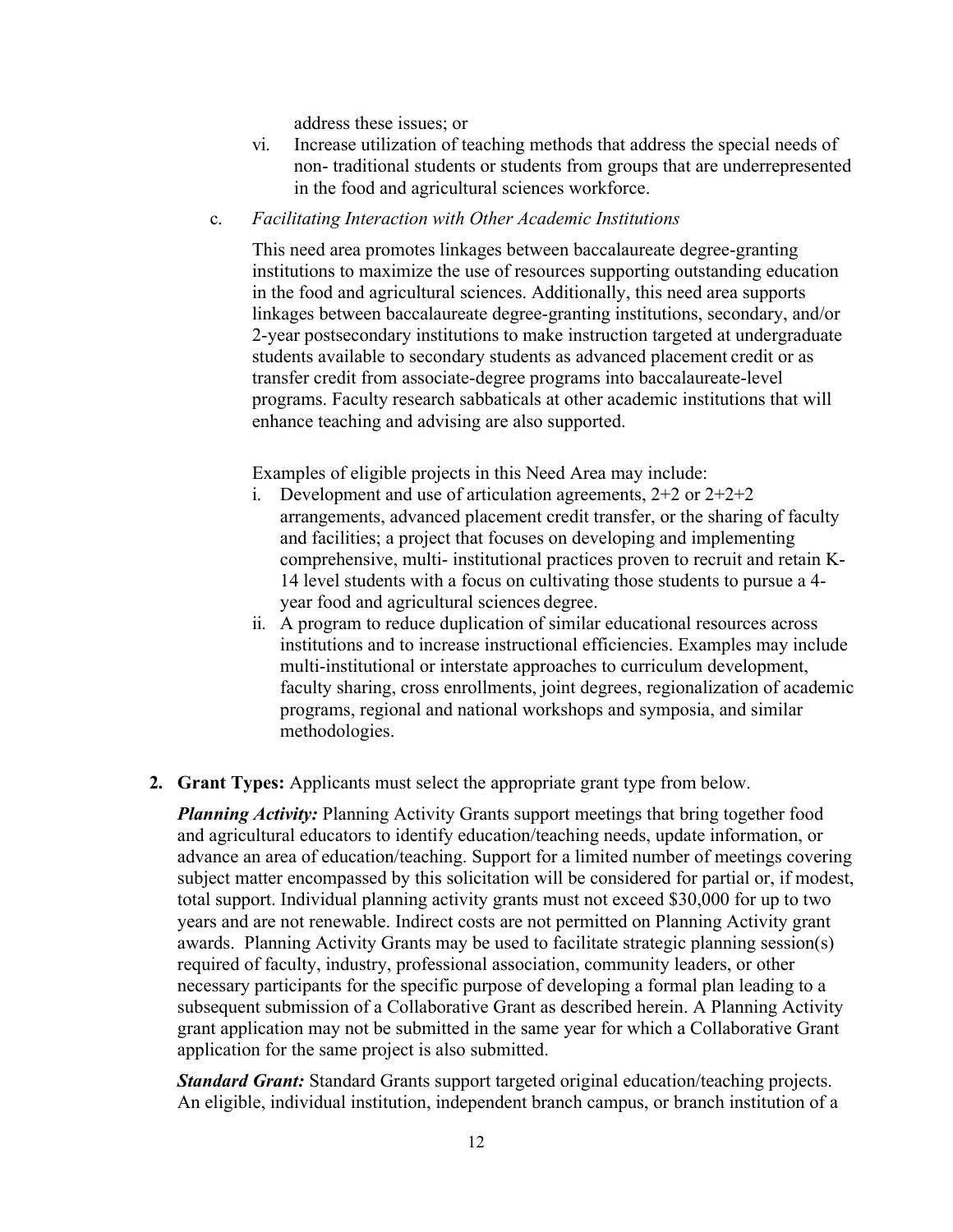address these issues; or

vi. Increase utilization of teaching methods that address the special needs of non- traditional students or students from groups that are underrepresented in the food and agricultural sciences workforce.

c. *Facilitating Interaction with Other Academic Institutions*

This need area promotes linkages between baccalaureate degree-granting institutions to maximize the use of resources supporting outstanding education in the food and agricultural sciences. Additionally, this need area supports linkages between baccalaureate degree-granting institutions, secondary, and/or 2-year postsecondary institutions to make instruction targeted at undergraduate students available to secondary students as advanced placement credit or as transfer credit from associate-degree programs into baccalaureate-level programs. Faculty research sabbaticals at other academic institutions that will enhance teaching and advising are also supported.

Examples of eligible projects in this Need Area may include:

i. Development and use of articulation agreements, 2+2 or 2+2+2 arrangements, advanced placement credit transfer, or the sharing of faculty and facilities; a project that focuses on developing and implementing comprehensive, multi- institutional practices proven to recruit and retain K-14 level students with a focus on cultivating those students to pursue a 4-year food and agricultural sciences degree.

ii. A program to reduce duplication of similar educational resources across institutions and to increase instructional efficiencies. Examples may include multi-institutional or interstate approaches to curriculum development, faculty sharing, cross enrollments, joint degrees, regionalization of academic programs, regional and national workshops and symposia, and similar methodologies.

**2. Grant Types:** Applicants must select the appropriate grant type from below.

***Planning Activity:*** Planning Activity Grants support meetings that bring together food and agricultural educators to identify education/teaching needs, update information, or advance an area of education/teaching. Support for a limited number of meetings covering subject matter encompassed by this solicitation will be considered for partial or, if modest, total support. Individual planning activity grants must not exceed $30,000 for up to two years and are not renewable. Indirect costs are not permitted on Planning Activity grant awards. Planning Activity Grants may be used to facilitate strategic planning session(s) required of faculty, industry, professional association, community leaders, or other necessary participants for the specific purpose of developing a formal plan leading to a subsequent submission of a Collaborative Grant as described herein. A Planning Activity grant application may not be submitted in the same year for which a Collaborative Grant application for the same project is also submitted.

***Standard Grant:*** Standard Grants support targeted original education/teaching projects. An eligible, individual institution, independent branch campus, or branch institution of a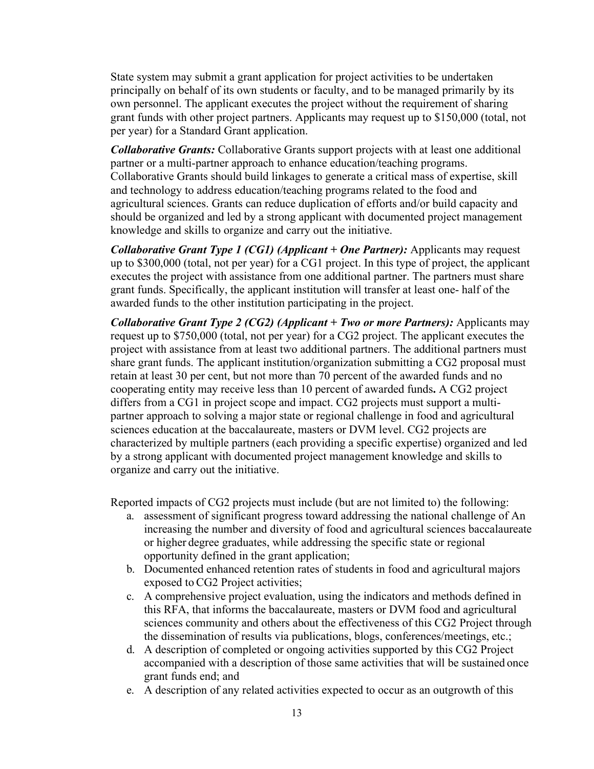State system may submit a grant application for project activities to be undertaken principally on behalf of its own students or faculty, and to be managed primarily by its own personnel. The applicant executes the project without the requirement of sharing grant funds with other project partners. Applicants may request up to $150,000 (total, not per year) for a Standard Grant application.

***Collaborative Grants:*** Collaborative Grants support projects with at least one additional partner or a multi-partner approach to enhance education/teaching programs. Collaborative Grants should build linkages to generate a critical mass of expertise, skill and technology to address education/teaching programs related to the food and agricultural sciences. Grants can reduce duplication of efforts and/or build capacity and should be organized and led by a strong applicant with documented project management knowledge and skills to organize and carry out the initiative.

***Collaborative Grant Type 1 (CG1) (Applicant + One Partner):*** Applicants may request up to $300,000 (total, not per year) for a CG1 project. In this type of project, the applicant executes the project with assistance from one additional partner. The partners must share grant funds. Specifically, the applicant institution will transfer at least one- half of the awarded funds to the other institution participating in the project.

***Collaborative Grant Type 2 (CG2) (Applicant + Two or more Partners):*** Applicants may request up to $750,000 (total, not per year) for a CG2 project. The applicant executes the project with assistance from at least two additional partners. The additional partners must share grant funds. The applicant institution/organization submitting a CG2 proposal must retain at least 30 per cent, but not more than 70 percent of the awarded funds and no cooperating entity may receive less than 10 percent of awarded funds**.** A CG2 project differs from a CG1 in project scope and impact. CG2 projects must support a multi-partner approach to solving a major state or regional challenge in food and agricultural sciences education at the baccalaureate, masters or DVM level. CG2 projects are characterized by multiple partners (each providing a specific expertise) organized and led by a strong applicant with documented project management knowledge and skills to organize and carry out the initiative.

Reported impacts of CG2 projects must include (but are not limited to) the following:

a. assessment of significant progress toward addressing the national challenge of An increasing the number and diversity of food and agricultural sciences baccalaureate or higher degree graduates, while addressing the specific state or regional opportunity defined in the grant application;
b. Documented enhanced retention rates of students in food and agricultural majors exposed to CG2 Project activities;
c. A comprehensive project evaluation, using the indicators and methods defined in this RFA, that informs the baccalaureate, masters or DVM food and agricultural sciences community and others about the effectiveness of this CG2 Project through the dissemination of results via publications, blogs, conferences/meetings, etc.;
d. A description of completed or ongoing activities supported by this CG2 Project accompanied with a description of those same activities that will be sustained once grant funds end; and
e. A description of any related activities expected to occur as an outgrowth of this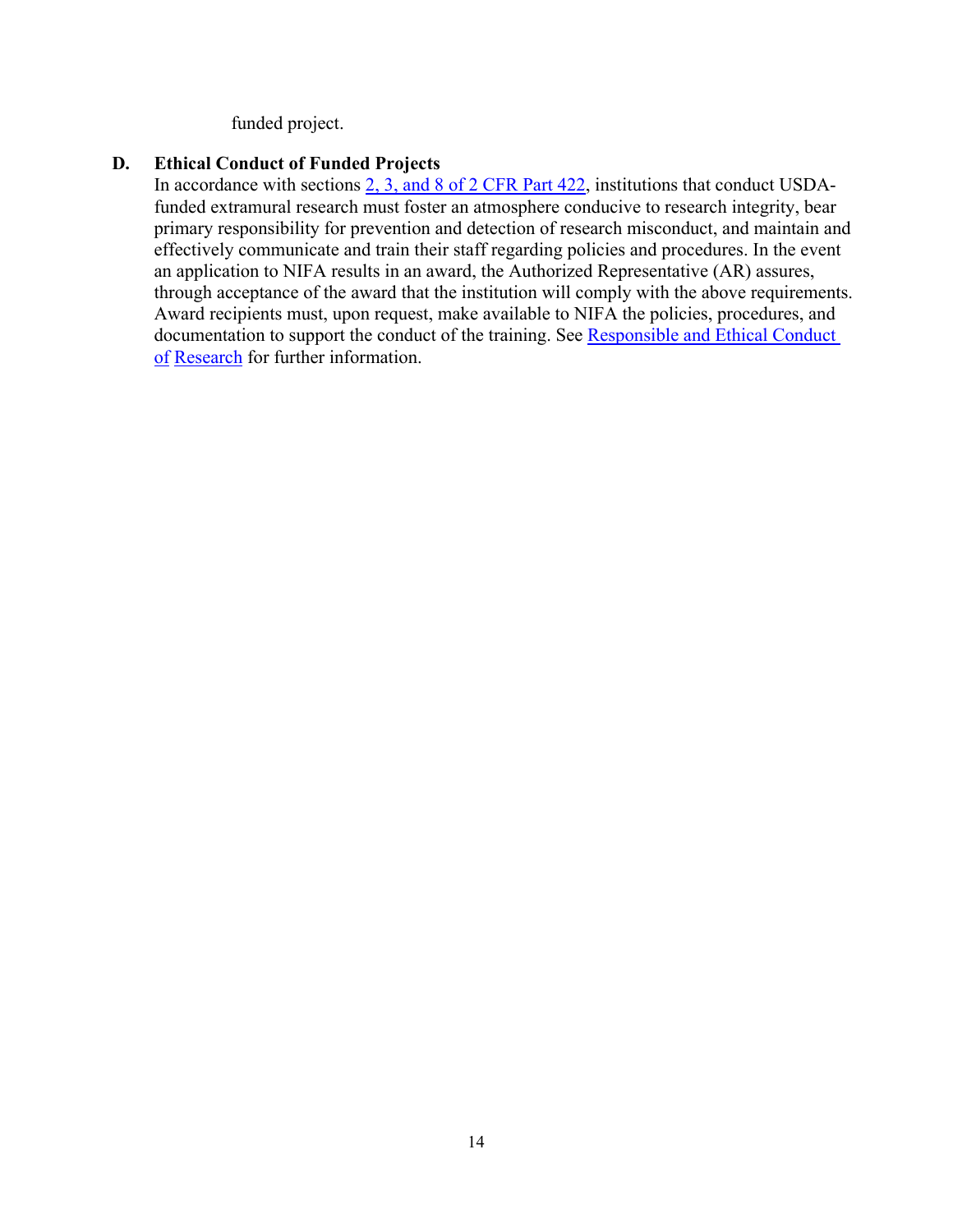funded project.

### D. Ethical Conduct of Funded Projects

In accordance with sections 2, 3, and 8 of 2 CFR Part 422, institutions that conduct USDA-funded extramural research must foster an atmosphere conducive to research integrity, bear primary responsibility for prevention and detection of research misconduct, and maintain and effectively communicate and train their staff regarding policies and procedures. In the event an application to NIFA results in an award, the Authorized Representative (AR) assures, through acceptance of the award that the institution will comply with the above requirements. Award recipients must, upon request, make available to NIFA the policies, procedures, and documentation to support the conduct of the training. See Responsible and Ethical Conduct of Research for further information.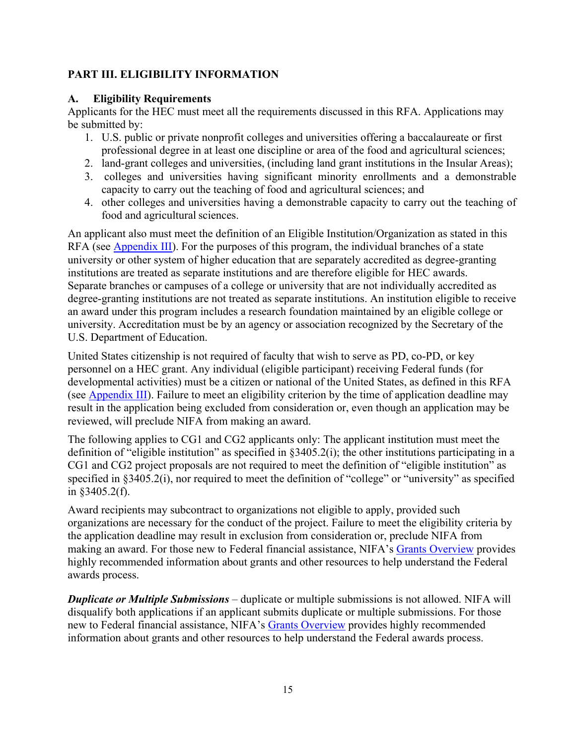## PART III. ELIGIBILITY INFORMATION

### A. Eligibility Requirements

Applicants for the HEC must meet all the requirements discussed in this RFA. Applications may be submitted by:

1. U.S. public or private nonprofit colleges and universities offering a baccalaureate or first professional degree in at least one discipline or area of the food and agricultural sciences;
2. land-grant colleges and universities, (including land grant institutions in the Insular Areas);
3. colleges and universities having significant minority enrollments and a demonstrable capacity to carry out the teaching of food and agricultural sciences; and
4. other colleges and universities having a demonstrable capacity to carry out the teaching of food and agricultural sciences.

An applicant also must meet the definition of an Eligible Institution/Organization as stated in this RFA (see Appendix III). For the purposes of this program, the individual branches of a state university or other system of higher education that are separately accredited as degree-granting institutions are treated as separate institutions and are therefore eligible for HEC awards. Separate branches or campuses of a college or university that are not individually accredited as degree-granting institutions are not treated as separate institutions. An institution eligible to receive an award under this program includes a research foundation maintained by an eligible college or university. Accreditation must be by an agency or association recognized by the Secretary of the U.S. Department of Education.

United States citizenship is not required of faculty that wish to serve as PD, co-PD, or key personnel on a HEC grant. Any individual (eligible participant) receiving Federal funds (for developmental activities) must be a citizen or national of the United States, as defined in this RFA (see Appendix III). Failure to meet an eligibility criterion by the time of application deadline may result in the application being excluded from consideration or, even though an application may be reviewed, will preclude NIFA from making an award.

The following applies to CG1 and CG2 applicants only: The applicant institution must meet the definition of "eligible institution" as specified in §3405.2(i); the other institutions participating in a CG1 and CG2 project proposals are not required to meet the definition of "eligible institution" as specified in §3405.2(i), nor required to meet the definition of "college" or "university" as specified in §3405.2(f).

Award recipients may subcontract to organizations not eligible to apply, provided such organizations are necessary for the conduct of the project. Failure to meet the eligibility criteria by the application deadline may result in exclusion from consideration or, preclude NIFA from making an award. For those new to Federal financial assistance, NIFA's Grants Overview provides highly recommended information about grants and other resources to help understand the Federal awards process.

***Duplicate or Multiple Submissions*** – duplicate or multiple submissions is not allowed. NIFA will disqualify both applications if an applicant submits duplicate or multiple submissions. For those new to Federal financial assistance, NIFA's Grants Overview provides highly recommended information about grants and other resources to help understand the Federal awards process.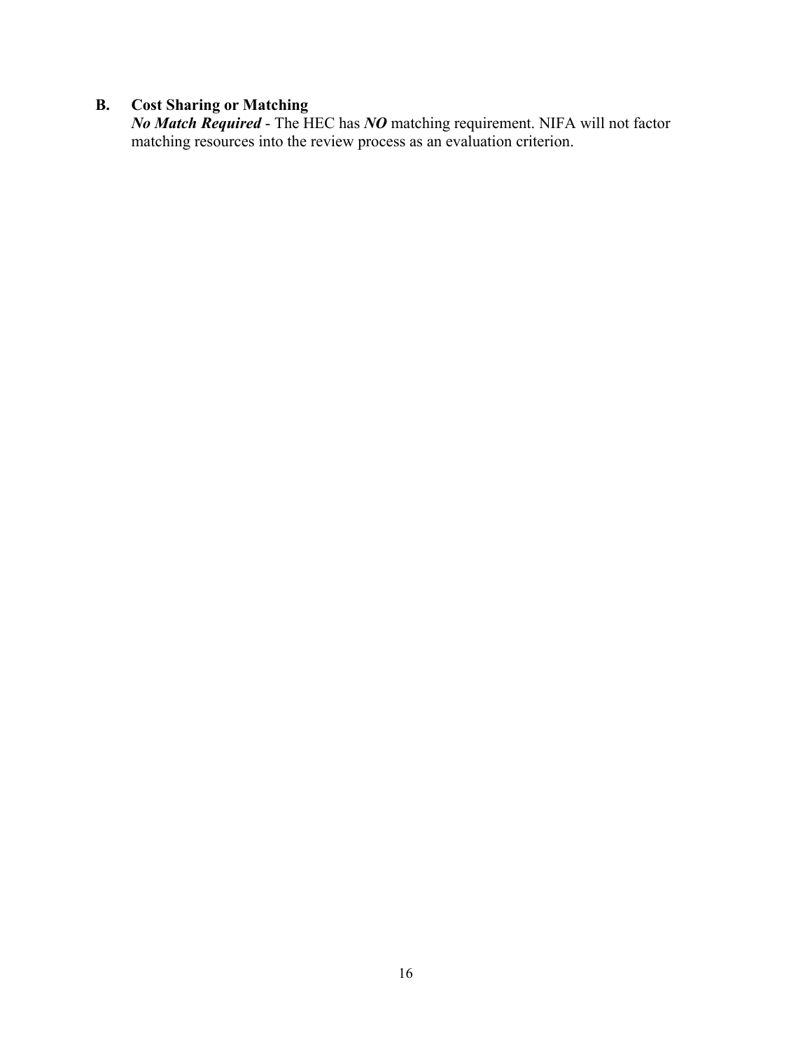### B. Cost Sharing or Matching

***No Match Required*** - The HEC has ***NO*** matching requirement. NIFA will not factor matching resources into the review process as an evaluation criterion.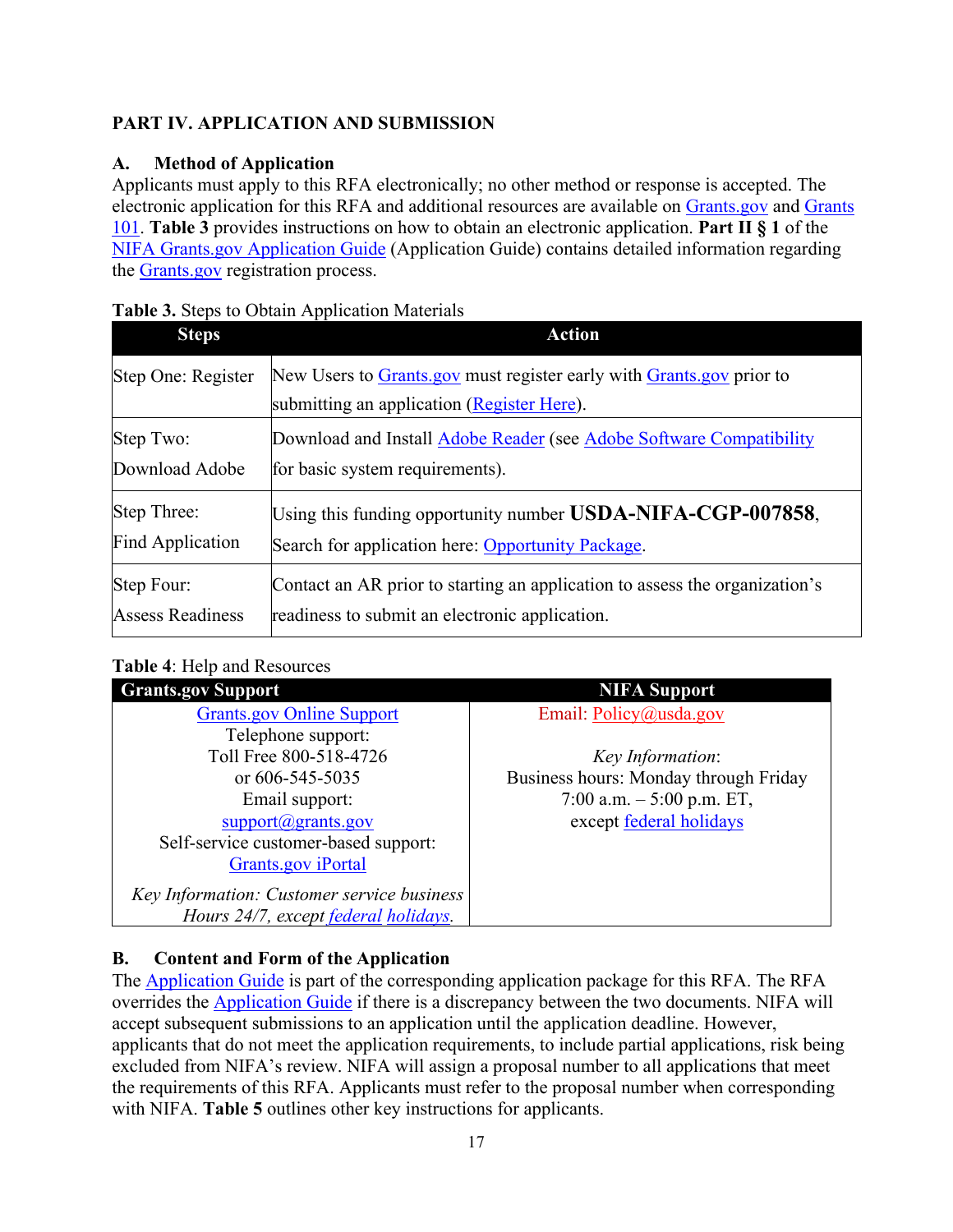## PART IV. APPLICATION AND SUBMISSION

### A. Method of Application

Applicants must apply to this RFA electronically; no other method or response is accepted. The electronic application for this RFA and additional resources are available on Grants.gov and Grants 101. **Table 3** provides instructions on how to obtain an electronic application. **Part II § 1** of the NIFA Grants.gov Application Guide (Application Guide) contains detailed information regarding the Grants.gov registration process.

**Table 3.** Steps to Obtain Application Materials

| Steps | Action |
| --- | --- |
| Step One: Register | New Users to Grants.gov must register early with Grants.gov prior to submitting an application (Register Here). |
| Step Two: Download Adobe | Download and Install Adobe Reader (see Adobe Software Compatibility for basic system requirements). |
| Step Three: Find Application | Using this funding opportunity number **USDA-NIFA-CGP-007858**, Search for application here: Opportunity Package. |
| Step Four: Assess Readiness | Contact an AR prior to starting an application to assess the organization's readiness to submit an electronic application. |

**Table 4**: Help and Resources

| Grants.gov Support | NIFA Support |
| --- | --- |
| Grants.gov Online Support<br>Telephone support:<br>Toll Free 800-518-4726<br>or 606-545-5035<br>Email support:<br>support@grants.gov<br>Self-service customer-based support:<br>Grants.gov iPortal<br>*Key Information: Customer service business Hours 24/7, except federal holidays.* | Email: Policy@usda.gov<br><br>*Key Information*:<br>Business hours: Monday through Friday<br>7:00 a.m. – 5:00 p.m. ET,<br>except federal holidays |

### B. Content and Form of the Application

The Application Guide is part of the corresponding application package for this RFA. The RFA overrides the Application Guide if there is a discrepancy between the two documents. NIFA will accept subsequent submissions to an application until the application deadline. However, applicants that do not meet the application requirements, to include partial applications, risk being excluded from NIFA's review. NIFA will assign a proposal number to all applications that meet the requirements of this RFA. Applicants must refer to the proposal number when corresponding with NIFA. **Table 5** outlines other key instructions for applicants.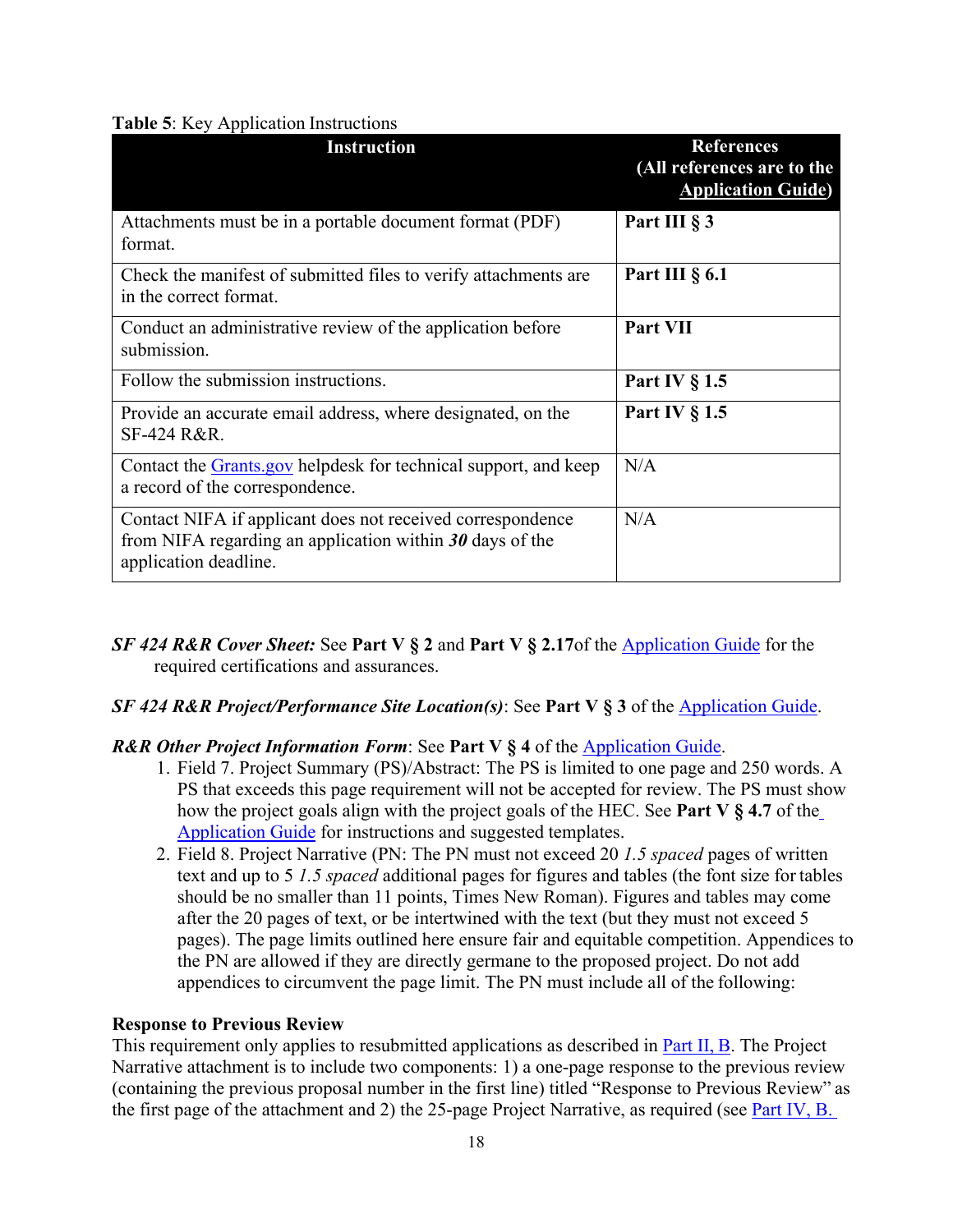**Table 5**: Key Application Instructions

| Instruction | References (All references are to the Application Guide) |
|---|---|
| Attachments must be in a portable document format (PDF) format. | **Part III § 3** |
| Check the manifest of submitted files to verify attachments are in the correct format. | **Part III § 6.1** |
| Conduct an administrative review of the application before submission. | **Part VII** |
| Follow the submission instructions. | **Part IV § 1.5** |
| Provide an accurate email address, where designated, on the SF-424 R&R. | **Part IV § 1.5** |
| Contact the Grants.gov helpdesk for technical support, and keep a record of the correspondence. | N/A |
| Contact NIFA if applicant does not received correspondence from NIFA regarding an application within ***30*** days of the application deadline. | N/A |

***SF 424 R&R Cover Sheet:*** See **Part V § 2** and **Part V § 2.17**of the Application Guide for the required certifications and assurances.

***SF 424 R&R Project/Performance Site Location(s)***: See **Part V § 3** of the Application Guide.

***R&R Other Project Information Form***: See **Part V § 4** of the Application Guide.

1. Field 7. Project Summary (PS)/Abstract: The PS is limited to one page and 250 words. A PS that exceeds this page requirement will not be accepted for review. The PS must show how the project goals align with the project goals of the HEC. See **Part V § 4.7** of the Application Guide for instructions and suggested templates.
2. Field 8. Project Narrative (PN: The PN must not exceed 20 *1.5 spaced* pages of written text and up to 5 *1.5 spaced* additional pages for figures and tables (the font size for tables should be no smaller than 11 points, Times New Roman). Figures and tables may come after the 20 pages of text, or be intertwined with the text (but they must not exceed 5 pages). The page limits outlined here ensure fair and equitable competition. Appendices to the PN are allowed if they are directly germane to the proposed project. Do not add appendices to circumvent the page limit. The PN must include all of the following:

**Response to Previous Review**

This requirement only applies to resubmitted applications as described in Part II, B. The Project Narrative attachment is to include two components: 1) a one-page response to the previous review (containing the previous proposal number in the first line) titled "Response to Previous Review" as the first page of the attachment and 2) the 25-page Project Narrative, as required (see Part IV, B.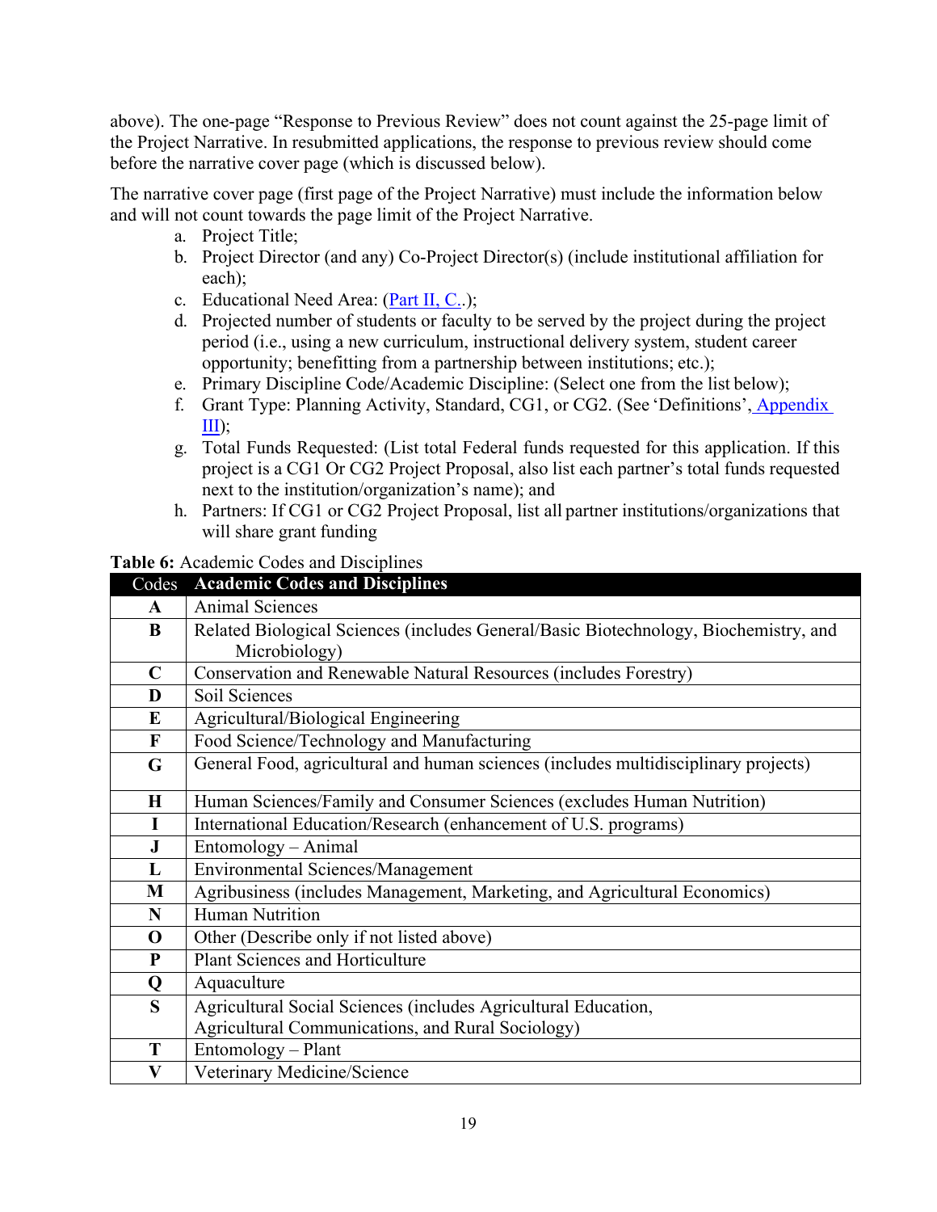above). The one-page "Response to Previous Review" does not count against the 25-page limit of the Project Narrative. In resubmitted applications, the response to previous review should come before the narrative cover page (which is discussed below).

The narrative cover page (first page of the Project Narrative) must include the information below and will not count towards the page limit of the Project Narrative.

a. Project Title;
b. Project Director (and any) Co-Project Director(s) (include institutional affiliation for each);
c. Educational Need Area: (Part II, C..);
d. Projected number of students or faculty to be served by the project during the project period (i.e., using a new curriculum, instructional delivery system, student career opportunity; benefitting from a partnership between institutions; etc.);
e. Primary Discipline Code/Academic Discipline: (Select one from the list below);
f. Grant Type: Planning Activity, Standard, CG1, or CG2. (See 'Definitions', Appendix III);
g. Total Funds Requested: (List total Federal funds requested for this application. If this project is a CG1 Or CG2 Project Proposal, also list each partner's total funds requested next to the institution/organization's name); and
h. Partners: If CG1 or CG2 Project Proposal, list all partner institutions/organizations that will share grant funding

**Table 6:** Academic Codes and Disciplines

| Codes | **Academic Codes and Disciplines** |
|---|---|
| **A** | Animal Sciences |
| **B** | Related Biological Sciences (includes General/Basic Biotechnology, Biochemistry, and Microbiology) |
| **C** | Conservation and Renewable Natural Resources (includes Forestry) |
| **D** | Soil Sciences |
| **E** | Agricultural/Biological Engineering |
| **F** | Food Science/Technology and Manufacturing |
| **G** | General Food, agricultural and human sciences (includes multidisciplinary projects) |
| **H** | Human Sciences/Family and Consumer Sciences (excludes Human Nutrition) |
| **I** | International Education/Research (enhancement of U.S. programs) |
| **J** | Entomology – Animal |
| **L** | Environmental Sciences/Management |
| **M** | Agribusiness (includes Management, Marketing, and Agricultural Economics) |
| **N** | Human Nutrition |
| **O** | Other (Describe only if not listed above) |
| **P** | Plant Sciences and Horticulture |
| **Q** | Aquaculture |
| **S** | Agricultural Social Sciences (includes Agricultural Education, Agricultural Communications, and Rural Sociology) |
| **T** | Entomology – Plant |
| **V** | Veterinary Medicine/Science |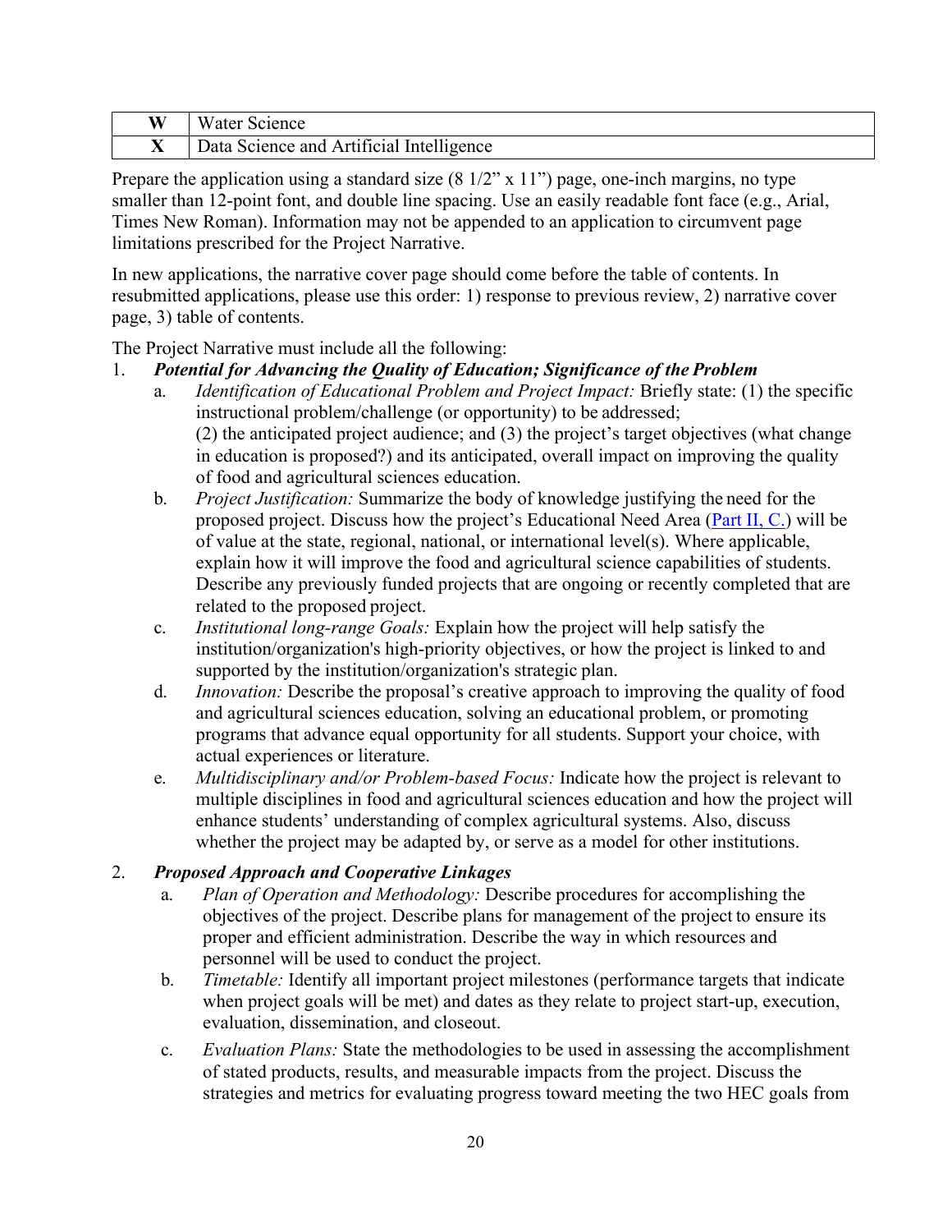| W | Water Science |
|---|---|
| X | Data Science and Artificial Intelligence |

Prepare the application using a standard size (8 1/2" x 11") page, one-inch margins, no type smaller than 12-point font, and double line spacing. Use an easily readable font face (e.g., Arial, Times New Roman). Information may not be appended to an application to circumvent page limitations prescribed for the Project Narrative.

In new applications, the narrative cover page should come before the table of contents. In resubmitted applications, please use this order: 1) response to previous review, 2) narrative cover page, 3) table of contents.

The Project Narrative must include all the following:

1. ***Potential for Advancing the Quality of Education; Significance of the Problem***
   a. *Identification of Educational Problem and Project Impact:* Briefly state: (1) the specific instructional problem/challenge (or opportunity) to be addressed; (2) the anticipated project audience; and (3) the project's target objectives (what change in education is proposed?) and its anticipated, overall impact on improving the quality of food and agricultural sciences education.
   b. *Project Justification:* Summarize the body of knowledge justifying the need for the proposed project. Discuss how the project's Educational Need Area (Part II, C.) will be of value at the state, regional, national, or international level(s). Where applicable, explain how it will improve the food and agricultural science capabilities of students. Describe any previously funded projects that are ongoing or recently completed that are related to the proposed project.
   c. *Institutional long-range Goals:* Explain how the project will help satisfy the institution/organization's high-priority objectives, or how the project is linked to and supported by the institution/organization's strategic plan.
   d. *Innovation:* Describe the proposal's creative approach to improving the quality of food and agricultural sciences education, solving an educational problem, or promoting programs that advance equal opportunity for all students. Support your choice, with actual experiences or literature.
   e. *Multidisciplinary and/or Problem-based Focus:* Indicate how the project is relevant to multiple disciplines in food and agricultural sciences education and how the project will enhance students' understanding of complex agricultural systems. Also, discuss whether the project may be adapted by, or serve as a model for other institutions.

2. ***Proposed Approach and Cooperative Linkages***
   a. *Plan of Operation and Methodology:* Describe procedures for accomplishing the objectives of the project. Describe plans for management of the project to ensure its proper and efficient administration. Describe the way in which resources and personnel will be used to conduct the project.
   b. *Timetable:* Identify all important project milestones (performance targets that indicate when project goals will be met) and dates as they relate to project start-up, execution, evaluation, dissemination, and closeout.
   c. *Evaluation Plans:* State the methodologies to be used in assessing the accomplishment of stated products, results, and measurable impacts from the project. Discuss the strategies and metrics for evaluating progress toward meeting the two HEC goals from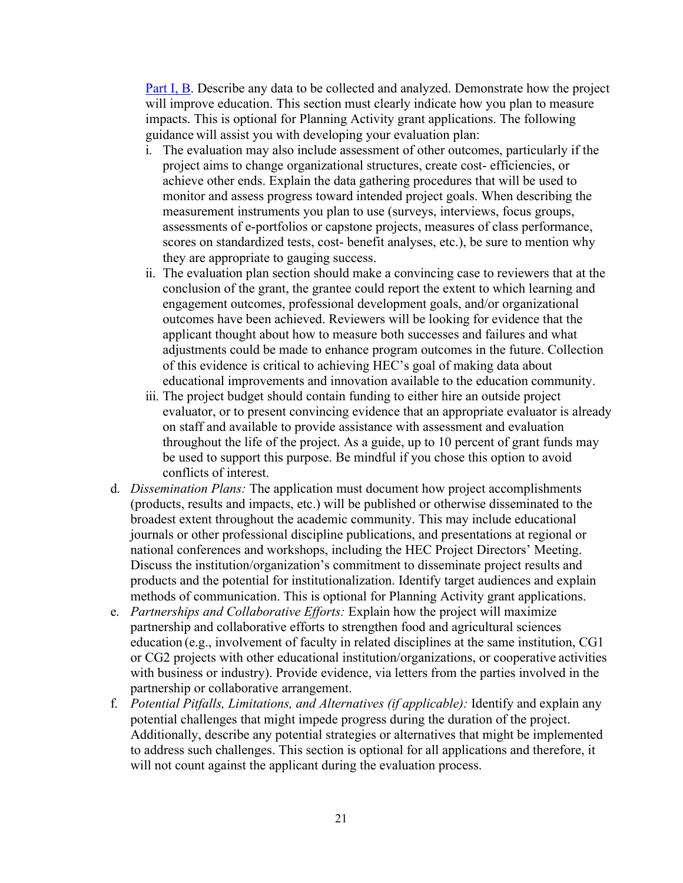[Part I, B](#). Describe any data to be collected and analyzed. Demonstrate how the project will improve education. This section must clearly indicate how you plan to measure impacts. This is optional for Planning Activity grant applications. The following guidance will assist you with developing your evaluation plan:

i. The evaluation may also include assessment of other outcomes, particularly if the project aims to change organizational structures, create cost- efficiencies, or achieve other ends. Explain the data gathering procedures that will be used to monitor and assess progress toward intended project goals. When describing the measurement instruments you plan to use (surveys, interviews, focus groups, assessments of e-portfolios or capstone projects, measures of class performance, scores on standardized tests, cost- benefit analyses, etc.), be sure to mention why they are appropriate to gauging success.
ii. The evaluation plan section should make a convincing case to reviewers that at the conclusion of the grant, the grantee could report the extent to which learning and engagement outcomes, professional development goals, and/or organizational outcomes have been achieved. Reviewers will be looking for evidence that the applicant thought about how to measure both successes and failures and what adjustments could be made to enhance program outcomes in the future. Collection of this evidence is critical to achieving HEC's goal of making data about educational improvements and innovation available to the education community.
iii. The project budget should contain funding to either hire an outside project evaluator, or to present convincing evidence that an appropriate evaluator is already on staff and available to provide assistance with assessment and evaluation throughout the life of the project. As a guide, up to 10 percent of grant funds may be used to support this purpose. Be mindful if you chose this option to avoid conflicts of interest.

d. *Dissemination Plans:* The application must document how project accomplishments (products, results and impacts, etc.) will be published or otherwise disseminated to the broadest extent throughout the academic community. This may include educational journals or other professional discipline publications, and presentations at regional or national conferences and workshops, including the HEC Project Directors' Meeting. Discuss the institution/organization's commitment to disseminate project results and products and the potential for institutionalization. Identify target audiences and explain methods of communication. This is optional for Planning Activity grant applications.

e. *Partnerships and Collaborative Efforts:* Explain how the project will maximize partnership and collaborative efforts to strengthen food and agricultural sciences education (e.g., involvement of faculty in related disciplines at the same institution, CG1 or CG2 projects with other educational institution/organizations, or cooperative activities with business or industry). Provide evidence, via letters from the parties involved in the partnership or collaborative arrangement.

f. *Potential Pitfalls, Limitations, and Alternatives (if applicable):* Identify and explain any potential challenges that might impede progress during the duration of the project. Additionally, describe any potential strategies or alternatives that might be implemented to address such challenges. This section is optional for all applications and therefore, it will not count against the applicant during the evaluation process.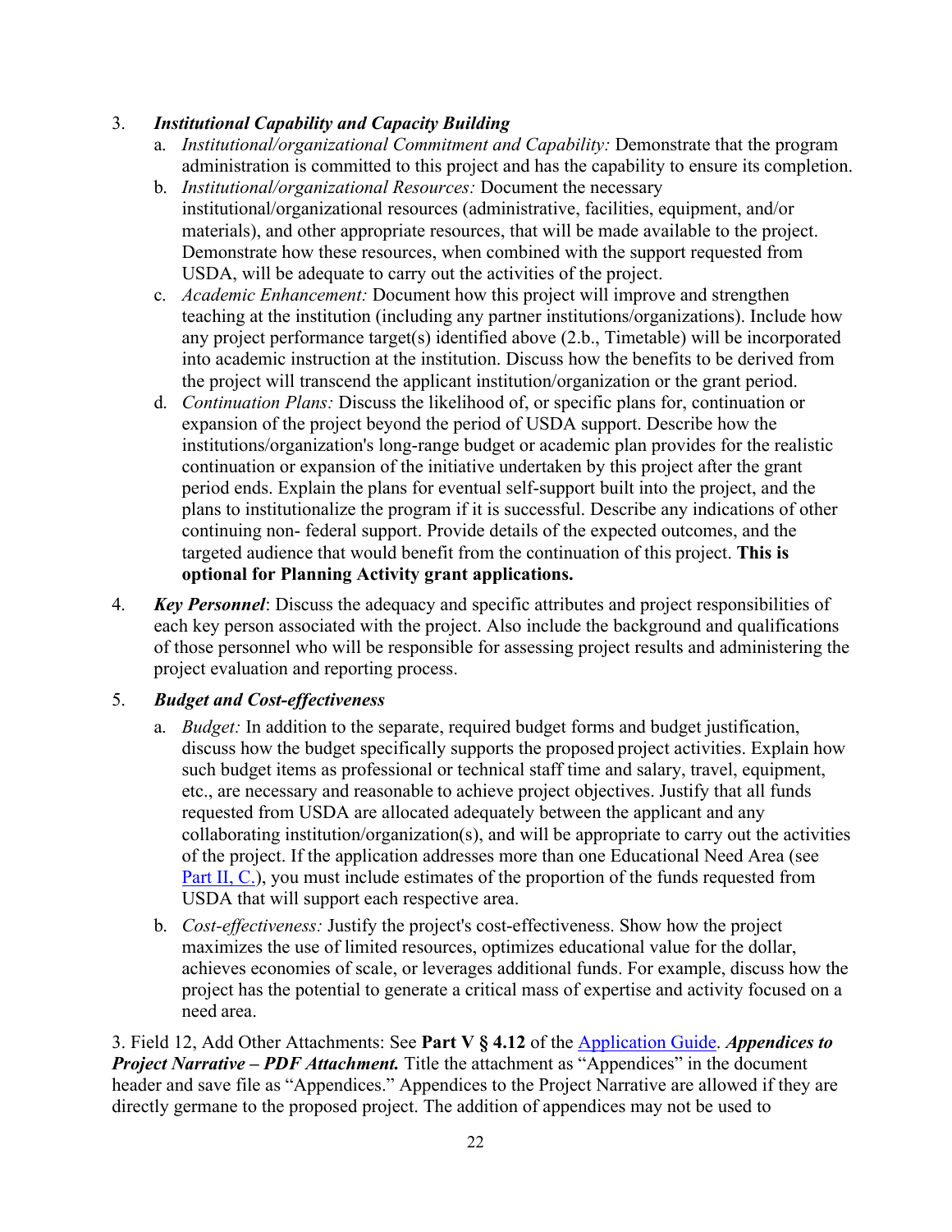3. ***Institutional Capability and Capacity Building***
   a. *Institutional/organizational Commitment and Capability:* Demonstrate that the program administration is committed to this project and has the capability to ensure its completion.
   b. *Institutional/organizational Resources:* Document the necessary institutional/organizational resources (administrative, facilities, equipment, and/or materials), and other appropriate resources, that will be made available to the project. Demonstrate how these resources, when combined with the support requested from USDA, will be adequate to carry out the activities of the project.
   c. *Academic Enhancement:* Document how this project will improve and strengthen teaching at the institution (including any partner institutions/organizations). Include how any project performance target(s) identified above (2.b., Timetable) will be incorporated into academic instruction at the institution. Discuss how the benefits to be derived from the project will transcend the applicant institution/organization or the grant period.
   d. *Continuation Plans:* Discuss the likelihood of, or specific plans for, continuation or expansion of the project beyond the period of USDA support. Describe how the institutions/organization's long-range budget or academic plan provides for the realistic continuation or expansion of the initiative undertaken by this project after the grant period ends. Explain the plans for eventual self-support built into the project, and the plans to institutionalize the program if it is successful. Describe any indications of other continuing non- federal support. Provide details of the expected outcomes, and the targeted audience that would benefit from the continuation of this project. **This is optional for Planning Activity grant applications.**

4. ***Key Personnel***: Discuss the adequacy and specific attributes and project responsibilities of each key person associated with the project. Also include the background and qualifications of those personnel who will be responsible for assessing project results and administering the project evaluation and reporting process.

5. ***Budget and Cost-effectiveness***
   a. *Budget:* In addition to the separate, required budget forms and budget justification, discuss how the budget specifically supports the proposed project activities. Explain how such budget items as professional or technical staff time and salary, travel, equipment, etc., are necessary and reasonable to achieve project objectives. Justify that all funds requested from USDA are allocated adequately between the applicant and any collaborating institution/organization(s), and will be appropriate to carry out the activities of the project. If the application addresses more than one Educational Need Area (see [Part II, C.](#)), you must include estimates of the proportion of the funds requested from USDA that will support each respective area.
   b. *Cost-effectiveness:* Justify the project's cost-effectiveness. Show how the project maximizes the use of limited resources, optimizes educational value for the dollar, achieves economies of scale, or leverages additional funds. For example, discuss how the project has the potential to generate a critical mass of expertise and activity focused on a need area.

3. Field 12, Add Other Attachments: See **Part V § 4.12** of the [Application Guide](#). ***Appendices to Project Narrative – PDF Attachment.*** Title the attachment as "Appendices" in the document header and save file as "Appendices." Appendices to the Project Narrative are allowed if they are directly germane to the proposed project. The addition of appendices may not be used to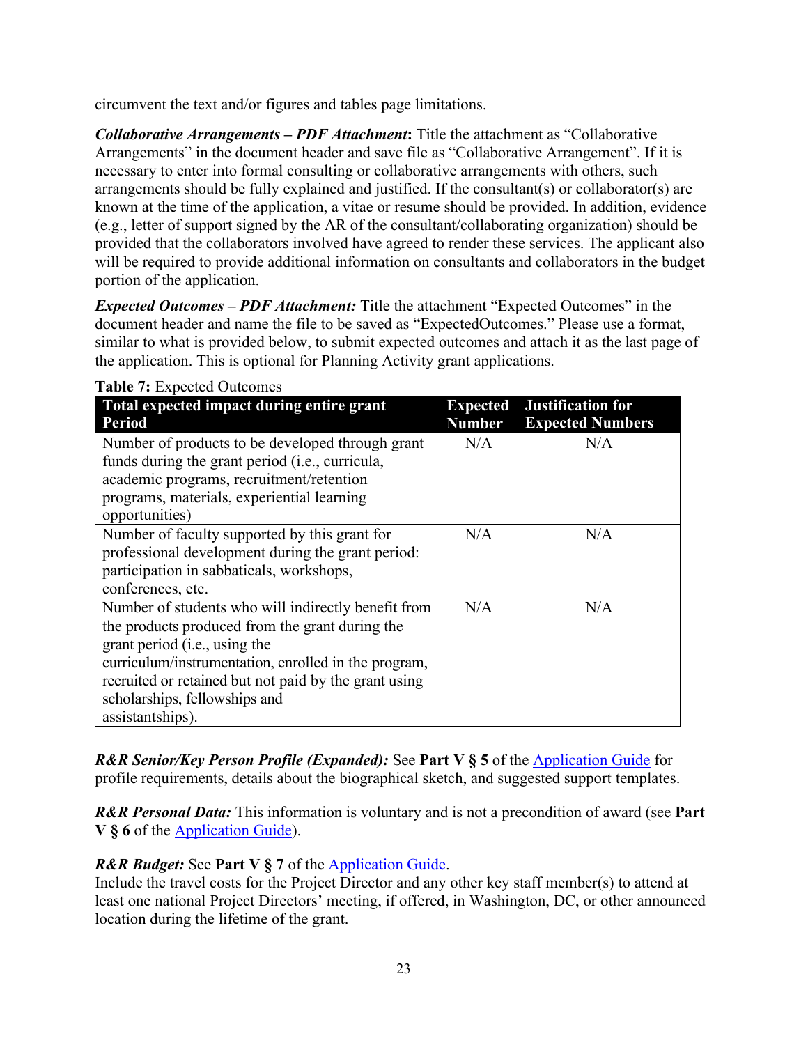circumvent the text and/or figures and tables page limitations.

***Collaborative Arrangements – PDF Attachment*:** Title the attachment as "Collaborative Arrangements" in the document header and save file as "Collaborative Arrangement". If it is necessary to enter into formal consulting or collaborative arrangements with others, such arrangements should be fully explained and justified. If the consultant(s) or collaborator(s) are known at the time of the application, a vitae or resume should be provided. In addition, evidence (e.g., letter of support signed by the AR of the consultant/collaborating organization) should be provided that the collaborators involved have agreed to render these services. The applicant also will be required to provide additional information on consultants and collaborators in the budget portion of the application.

***Expected Outcomes – PDF Attachment:*** Title the attachment "Expected Outcomes" in the document header and name the file to be saved as "ExpectedOutcomes." Please use a format, similar to what is provided below, to submit expected outcomes and attach it as the last page of the application. This is optional for Planning Activity grant applications.

**Table 7:** Expected Outcomes

| Total expected impact during entire grant Period | Expected Number | Justification for Expected Numbers |
|---|---|---|
| Number of products to be developed through grant funds during the grant period (i.e., curricula, academic programs, recruitment/retention programs, materials, experiential learning opportunities) | N/A | N/A |
| Number of faculty supported by this grant for professional development during the grant period: participation in sabbaticals, workshops, conferences, etc. | N/A | N/A |
| Number of students who will indirectly benefit from the products produced from the grant during the grant period (i.e., using the curriculum/instrumentation, enrolled in the program, recruited or retained but not paid by the grant using scholarships, fellowships and assistantships). | N/A | N/A |

***R&R Senior/Key Person Profile (Expanded):*** See **Part V § 5** of the [Application Guide]() for profile requirements, details about the biographical sketch, and suggested support templates.

***R&R Personal Data:*** This information is voluntary and is not a precondition of award (see **Part V § 6** of the [Application Guide]()).

***R&R Budget:*** See **Part V § 7** of the [Application Guide]().
Include the travel costs for the Project Director and any other key staff member(s) to attend at least one national Project Directors' meeting, if offered, in Washington, DC, or other announced location during the lifetime of the grant.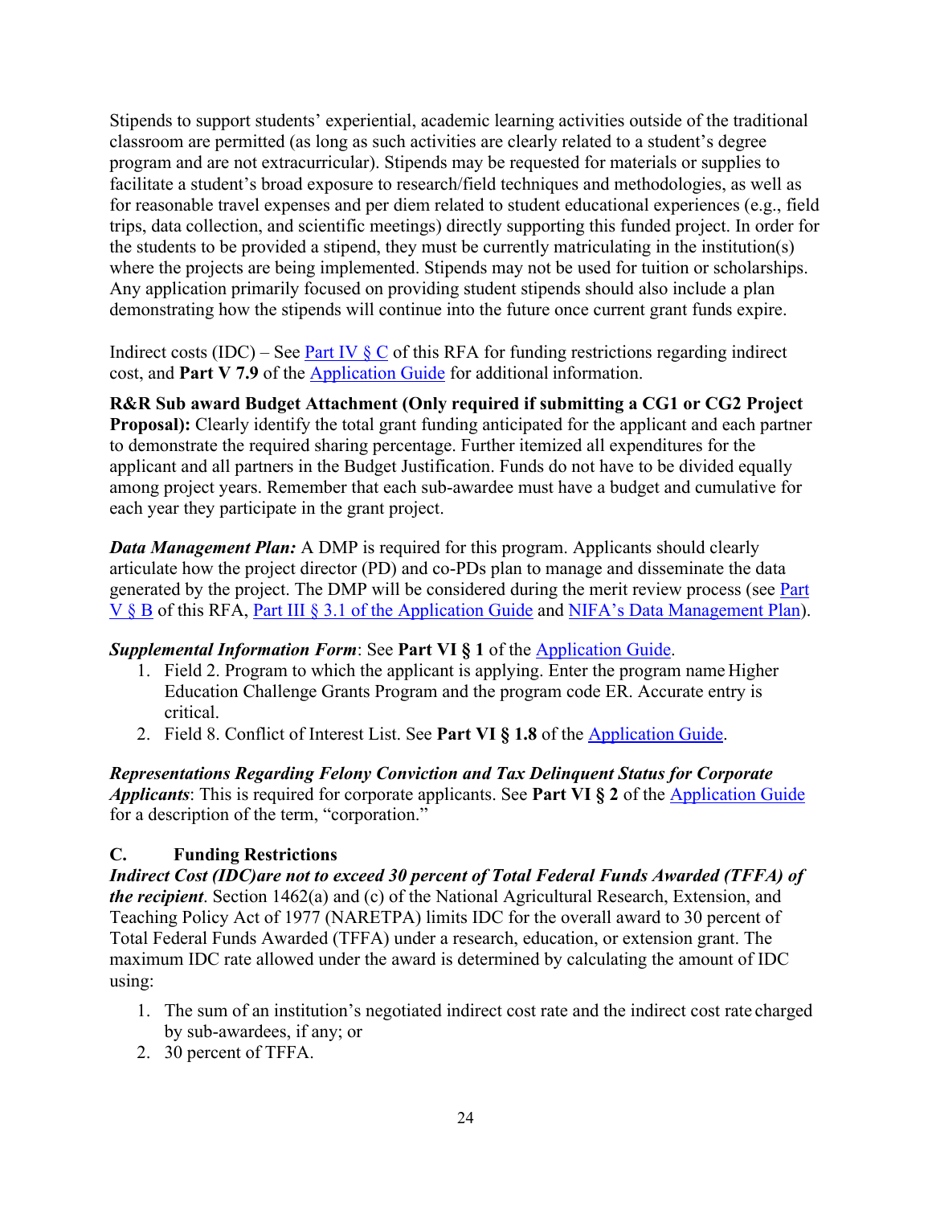Stipends to support students' experiential, academic learning activities outside of the traditional classroom are permitted (as long as such activities are clearly related to a student's degree program and are not extracurricular). Stipends may be requested for materials or supplies to facilitate a student's broad exposure to research/field techniques and methodologies, as well as for reasonable travel expenses and per diem related to student educational experiences (e.g., field trips, data collection, and scientific meetings) directly supporting this funded project. In order for the students to be provided a stipend, they must be currently matriculating in the institution(s) where the projects are being implemented. Stipends may not be used for tuition or scholarships. Any application primarily focused on providing student stipends should also include a plan demonstrating how the stipends will continue into the future once current grant funds expire.

Indirect costs (IDC) – See Part IV § C of this RFA for funding restrictions regarding indirect cost, and **Part V 7.9** of the Application Guide for additional information.

**R&R Sub award Budget Attachment (Only required if submitting a CG1 or CG2 Project Proposal):** Clearly identify the total grant funding anticipated for the applicant and each partner to demonstrate the required sharing percentage. Further itemized all expenditures for the applicant and all partners in the Budget Justification. Funds do not have to be divided equally among project years. Remember that each sub-awardee must have a budget and cumulative for each year they participate in the grant project.

***Data Management Plan:*** A DMP is required for this program. Applicants should clearly articulate how the project director (PD) and co-PDs plan to manage and disseminate the data generated by the project. The DMP will be considered during the merit review process (see Part V § B of this RFA, Part III § 3.1 of the Application Guide and NIFA's Data Management Plan).

***Supplemental Information Form***: See **Part VI § 1** of the Application Guide.

1. Field 2. Program to which the applicant is applying. Enter the program name Higher Education Challenge Grants Program and the program code ER. Accurate entry is critical.
2. Field 8. Conflict of Interest List. See **Part VI § 1.8** of the Application Guide.

***Representations Regarding Felony Conviction and Tax Delinquent Status for Corporate Applicants***: This is required for corporate applicants. See **Part VI § 2** of the Application Guide for a description of the term, "corporation."

## C. Funding Restrictions

***Indirect Cost (IDC)are not to exceed 30 percent of Total Federal Funds Awarded (TFFA) of the recipient***. Section 1462(a) and (c) of the National Agricultural Research, Extension, and Teaching Policy Act of 1977 (NARETPA) limits IDC for the overall award to 30 percent of Total Federal Funds Awarded (TFFA) under a research, education, or extension grant. The maximum IDC rate allowed under the award is determined by calculating the amount of IDC using:

1. The sum of an institution's negotiated indirect cost rate and the indirect cost rate charged by sub-awardees, if any; or
2. 30 percent of TFFA.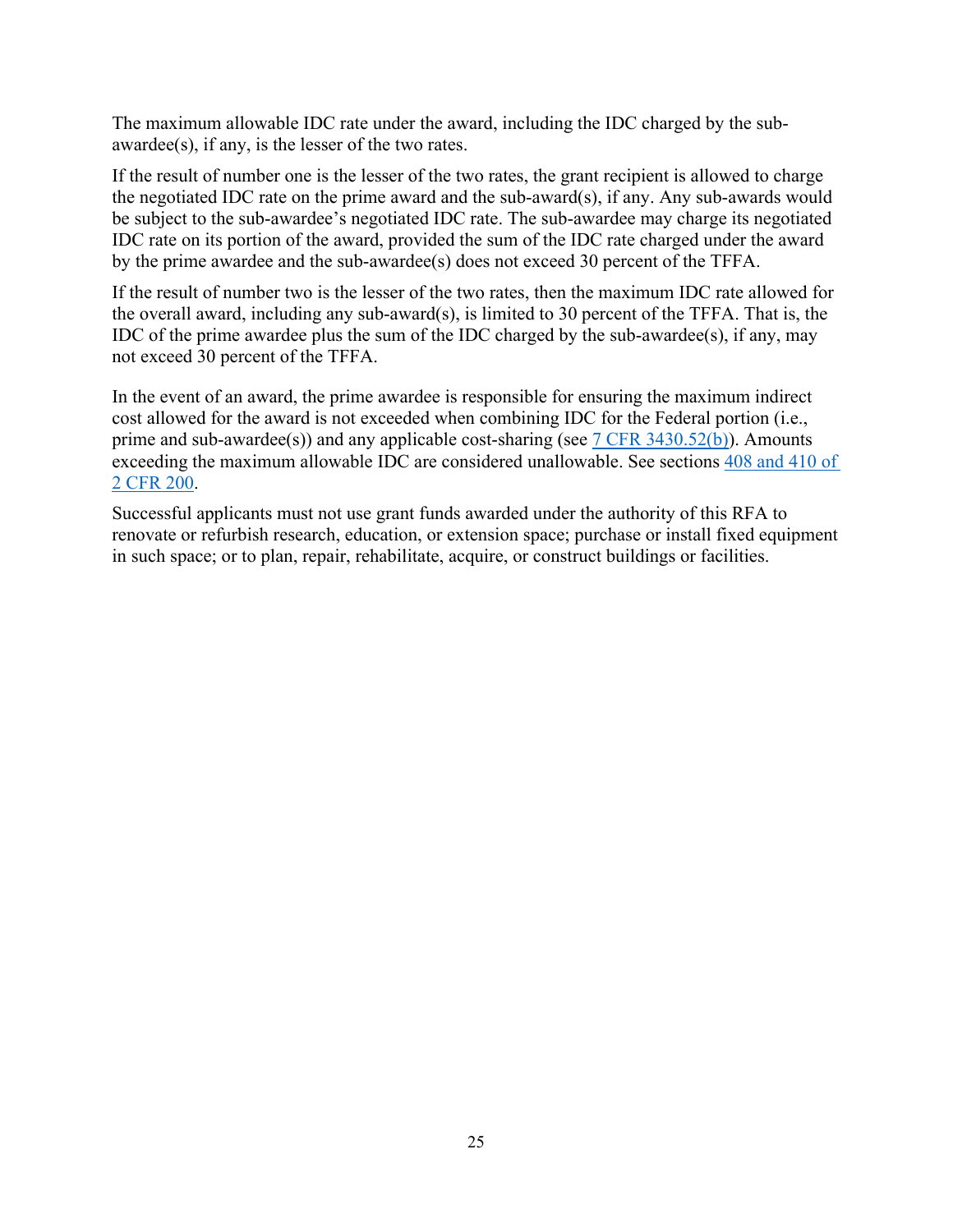The maximum allowable IDC rate under the award, including the IDC charged by the sub-awardee(s), if any, is the lesser of the two rates.

If the result of number one is the lesser of the two rates, the grant recipient is allowed to charge the negotiated IDC rate on the prime award and the sub-award(s), if any. Any sub-awards would be subject to the sub-awardee's negotiated IDC rate. The sub-awardee may charge its negotiated IDC rate on its portion of the award, provided the sum of the IDC rate charged under the award by the prime awardee and the sub-awardee(s) does not exceed 30 percent of the TFFA.

If the result of number two is the lesser of the two rates, then the maximum IDC rate allowed for the overall award, including any sub-award(s), is limited to 30 percent of the TFFA. That is, the IDC of the prime awardee plus the sum of the IDC charged by the sub-awardee(s), if any, may not exceed 30 percent of the TFFA.

In the event of an award, the prime awardee is responsible for ensuring the maximum indirect cost allowed for the award is not exceeded when combining IDC for the Federal portion (i.e., prime and sub-awardee(s)) and any applicable cost-sharing (see 7 CFR 3430.52(b)). Amounts exceeding the maximum allowable IDC are considered unallowable. See sections 408 and 410 of 2 CFR 200.

Successful applicants must not use grant funds awarded under the authority of this RFA to renovate or refurbish research, education, or extension space; purchase or install fixed equipment in such space; or to plan, repair, rehabilitate, acquire, or construct buildings or facilities.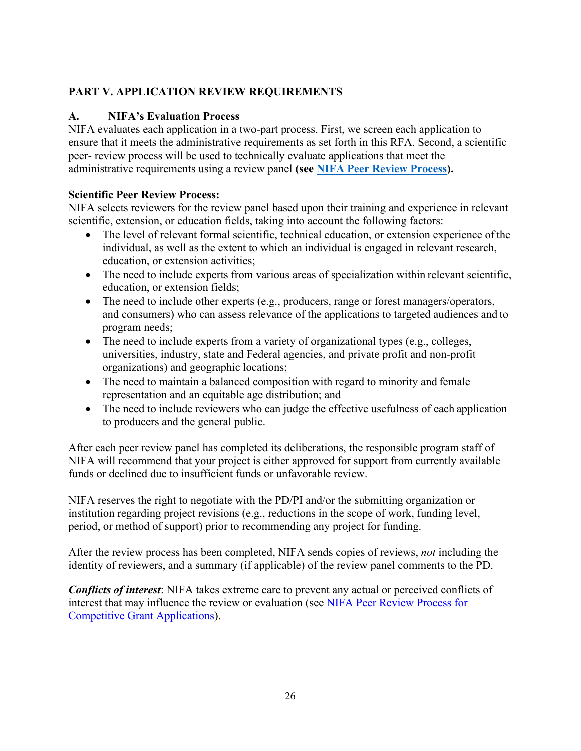## PART V. APPLICATION REVIEW REQUIREMENTS

### A. NIFA's Evaluation Process

NIFA evaluates each application in a two-part process. First, we screen each application to ensure that it meets the administrative requirements as set forth in this RFA. Second, a scientific peer- review process will be used to technically evaluate applications that meet the administrative requirements using a review panel **(see [NIFA Peer Review Process](#)).**

**Scientific Peer Review Process:**
NIFA selects reviewers for the review panel based upon their training and experience in relevant scientific, extension, or education fields, taking into account the following factors:

- The level of relevant formal scientific, technical education, or extension experience of the individual, as well as the extent to which an individual is engaged in relevant research, education, or extension activities;
- The need to include experts from various areas of specialization within relevant scientific, education, or extension fields;
- The need to include other experts (e.g., producers, range or forest managers/operators, and consumers) who can assess relevance of the applications to targeted audiences and to program needs;
- The need to include experts from a variety of organizational types (e.g., colleges, universities, industry, state and Federal agencies, and private profit and non-profit organizations) and geographic locations;
- The need to maintain a balanced composition with regard to minority and female representation and an equitable age distribution; and
- The need to include reviewers who can judge the effective usefulness of each application to producers and the general public.

After each peer review panel has completed its deliberations, the responsible program staff of NIFA will recommend that your project is either approved for support from currently available funds or declined due to insufficient funds or unfavorable review.

NIFA reserves the right to negotiate with the PD/PI and/or the submitting organization or institution regarding project revisions (e.g., reductions in the scope of work, funding level, period, or method of support) prior to recommending any project for funding.

After the review process has been completed, NIFA sends copies of reviews, *not* including the identity of reviewers, and a summary (if applicable) of the review panel comments to the PD.

***Conflicts of interest***: NIFA takes extreme care to prevent any actual or perceived conflicts of interest that may influence the review or evaluation (see [NIFA Peer Review Process for Competitive Grant Applications](#)).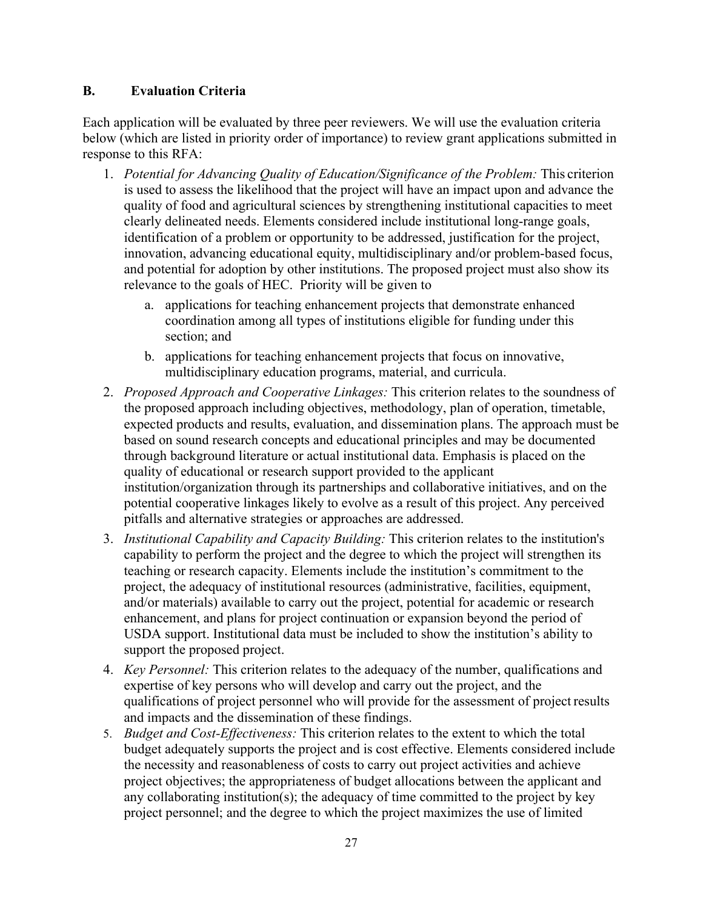### B. Evaluation Criteria

Each application will be evaluated by three peer reviewers. We will use the evaluation criteria below (which are listed in priority order of importance) to review grant applications submitted in response to this RFA:

1. *Potential for Advancing Quality of Education/Significance of the Problem:* This criterion is used to assess the likelihood that the project will have an impact upon and advance the quality of food and agricultural sciences by strengthening institutional capacities to meet clearly delineated needs. Elements considered include institutional long-range goals, identification of a problem or opportunity to be addressed, justification for the project, innovation, advancing educational equity, multidisciplinary and/or problem-based focus, and potential for adoption by other institutions. The proposed project must also show its relevance to the goals of HEC. Priority will be given to
   a. applications for teaching enhancement projects that demonstrate enhanced coordination among all types of institutions eligible for funding under this section; and
   b. applications for teaching enhancement projects that focus on innovative, multidisciplinary education programs, material, and curricula.
2. *Proposed Approach and Cooperative Linkages:* This criterion relates to the soundness of the proposed approach including objectives, methodology, plan of operation, timetable, expected products and results, evaluation, and dissemination plans. The approach must be based on sound research concepts and educational principles and may be documented through background literature or actual institutional data. Emphasis is placed on the quality of educational or research support provided to the applicant institution/organization through its partnerships and collaborative initiatives, and on the potential cooperative linkages likely to evolve as a result of this project. Any perceived pitfalls and alternative strategies or approaches are addressed.
3. *Institutional Capability and Capacity Building:* This criterion relates to the institution's capability to perform the project and the degree to which the project will strengthen its teaching or research capacity. Elements include the institution's commitment to the project, the adequacy of institutional resources (administrative, facilities, equipment, and/or materials) available to carry out the project, potential for academic or research enhancement, and plans for project continuation or expansion beyond the period of USDA support. Institutional data must be included to show the institution's ability to support the proposed project.
4. *Key Personnel:* This criterion relates to the adequacy of the number, qualifications and expertise of key persons who will develop and carry out the project, and the qualifications of project personnel who will provide for the assessment of project results and impacts and the dissemination of these findings.
5. *Budget and Cost-Effectiveness:* This criterion relates to the extent to which the total budget adequately supports the project and is cost effective. Elements considered include the necessity and reasonableness of costs to carry out project activities and achieve project objectives; the appropriateness of budget allocations between the applicant and any collaborating institution(s); the adequacy of time committed to the project by key project personnel; and the degree to which the project maximizes the use of limited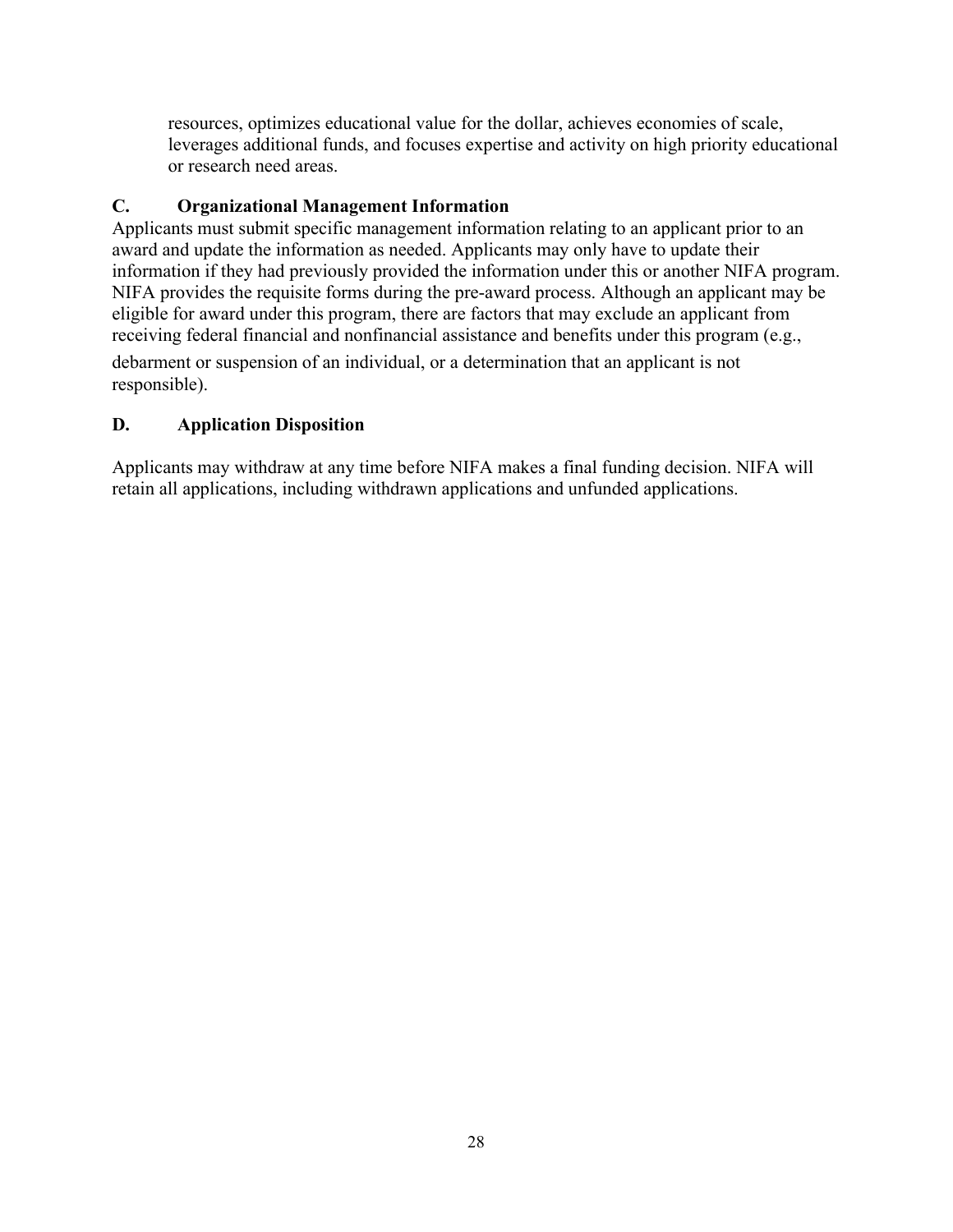resources, optimizes educational value for the dollar, achieves economies of scale, leverages additional funds, and focuses expertise and activity on high priority educational or research need areas.

### C. Organizational Management Information

Applicants must submit specific management information relating to an applicant prior to an award and update the information as needed. Applicants may only have to update their information if they had previously provided the information under this or another NIFA program. NIFA provides the requisite forms during the pre-award process. Although an applicant may be eligible for award under this program, there are factors that may exclude an applicant from receiving federal financial and nonfinancial assistance and benefits under this program (e.g., debarment or suspension of an individual, or a determination that an applicant is not responsible).

### D. Application Disposition

Applicants may withdraw at any time before NIFA makes a final funding decision. NIFA will retain all applications, including withdrawn applications and unfunded applications.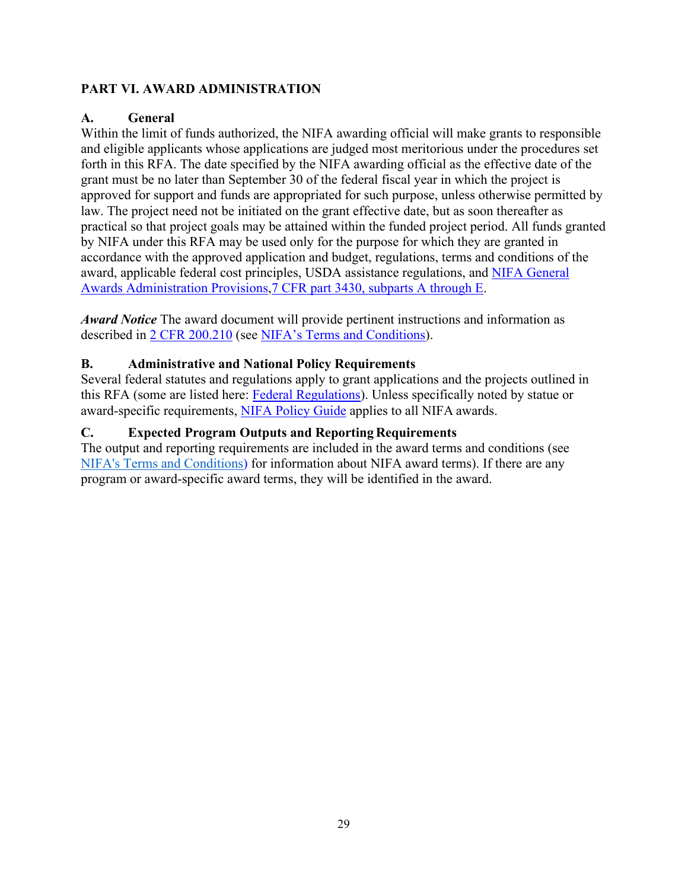## PART VI. AWARD ADMINISTRATION

### A. General

Within the limit of funds authorized, the NIFA awarding official will make grants to responsible and eligible applicants whose applications are judged most meritorious under the procedures set forth in this RFA. The date specified by the NIFA awarding official as the effective date of the grant must be no later than September 30 of the federal fiscal year in which the project is approved for support and funds are appropriated for such purpose, unless otherwise permitted by law. The project need not be initiated on the grant effective date, but as soon thereafter as practical so that project goals may be attained within the funded project period. All funds granted by NIFA under this RFA may be used only for the purpose for which they are granted in accordance with the approved application and budget, regulations, terms and conditions of the award, applicable federal cost principles, USDA assistance regulations, and NIFA General Awards Administration Provisions,7 CFR part 3430, subparts A through E.

***Award Notice*** The award document will provide pertinent instructions and information as described in 2 CFR 200.210 (see NIFA's Terms and Conditions).

### B. Administrative and National Policy Requirements

Several federal statutes and regulations apply to grant applications and the projects outlined in this RFA (some are listed here: Federal Regulations). Unless specifically noted by statue or award-specific requirements, NIFA Policy Guide applies to all NIFA awards.

### C. Expected Program Outputs and Reporting Requirements

The output and reporting requirements are included in the award terms and conditions (see NIFA's Terms and Conditions) for information about NIFA award terms). If there are any program or award-specific award terms, they will be identified in the award.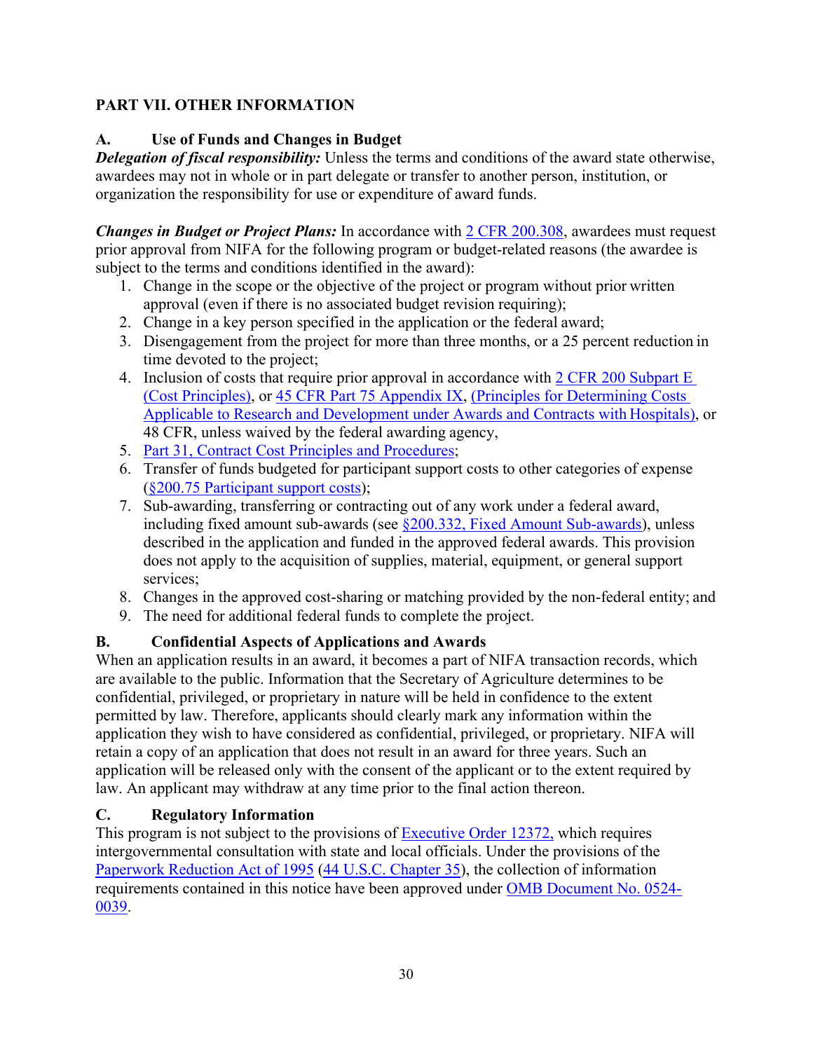## PART VII. OTHER INFORMATION

### A. Use of Funds and Changes in Budget

***Delegation of fiscal responsibility:*** Unless the terms and conditions of the award state otherwise, awardees may not in whole or in part delegate or transfer to another person, institution, or organization the responsibility for use or expenditure of award funds.

***Changes in Budget or Project Plans:*** In accordance with 2 CFR 200.308, awardees must request prior approval from NIFA for the following program or budget-related reasons (the awardee is subject to the terms and conditions identified in the award):

1. Change in the scope or the objective of the project or program without prior written approval (even if there is no associated budget revision requiring);
2. Change in a key person specified in the application or the federal award;
3. Disengagement from the project for more than three months, or a 25 percent reduction in time devoted to the project;
4. Inclusion of costs that require prior approval in accordance with 2 CFR 200 Subpart E (Cost Principles), or 45 CFR Part 75 Appendix IX, (Principles for Determining Costs Applicable to Research and Development under Awards and Contracts with Hospitals), or 48 CFR, unless waived by the federal awarding agency,
5. Part 31, Contract Cost Principles and Procedures;
6. Transfer of funds budgeted for participant support costs to other categories of expense (§200.75 Participant support costs);
7. Sub-awarding, transferring or contracting out of any work under a federal award, including fixed amount sub-awards (see §200.332, Fixed Amount Sub-awards), unless described in the application and funded in the approved federal awards. This provision does not apply to the acquisition of supplies, material, equipment, or general support services;
8. Changes in the approved cost-sharing or matching provided by the non-federal entity; and
9. The need for additional federal funds to complete the project.

### B. Confidential Aspects of Applications and Awards

When an application results in an award, it becomes a part of NIFA transaction records, which are available to the public. Information that the Secretary of Agriculture determines to be confidential, privileged, or proprietary in nature will be held in confidence to the extent permitted by law. Therefore, applicants should clearly mark any information within the application they wish to have considered as confidential, privileged, or proprietary. NIFA will retain a copy of an application that does not result in an award for three years. Such an application will be released only with the consent of the applicant or to the extent required by law. An applicant may withdraw at any time prior to the final action thereon.

### C. Regulatory Information

This program is not subject to the provisions of Executive Order 12372, which requires intergovernmental consultation with state and local officials. Under the provisions of the Paperwork Reduction Act of 1995 (44 U.S.C. Chapter 35), the collection of information requirements contained in this notice have been approved under OMB Document No. 0524-0039.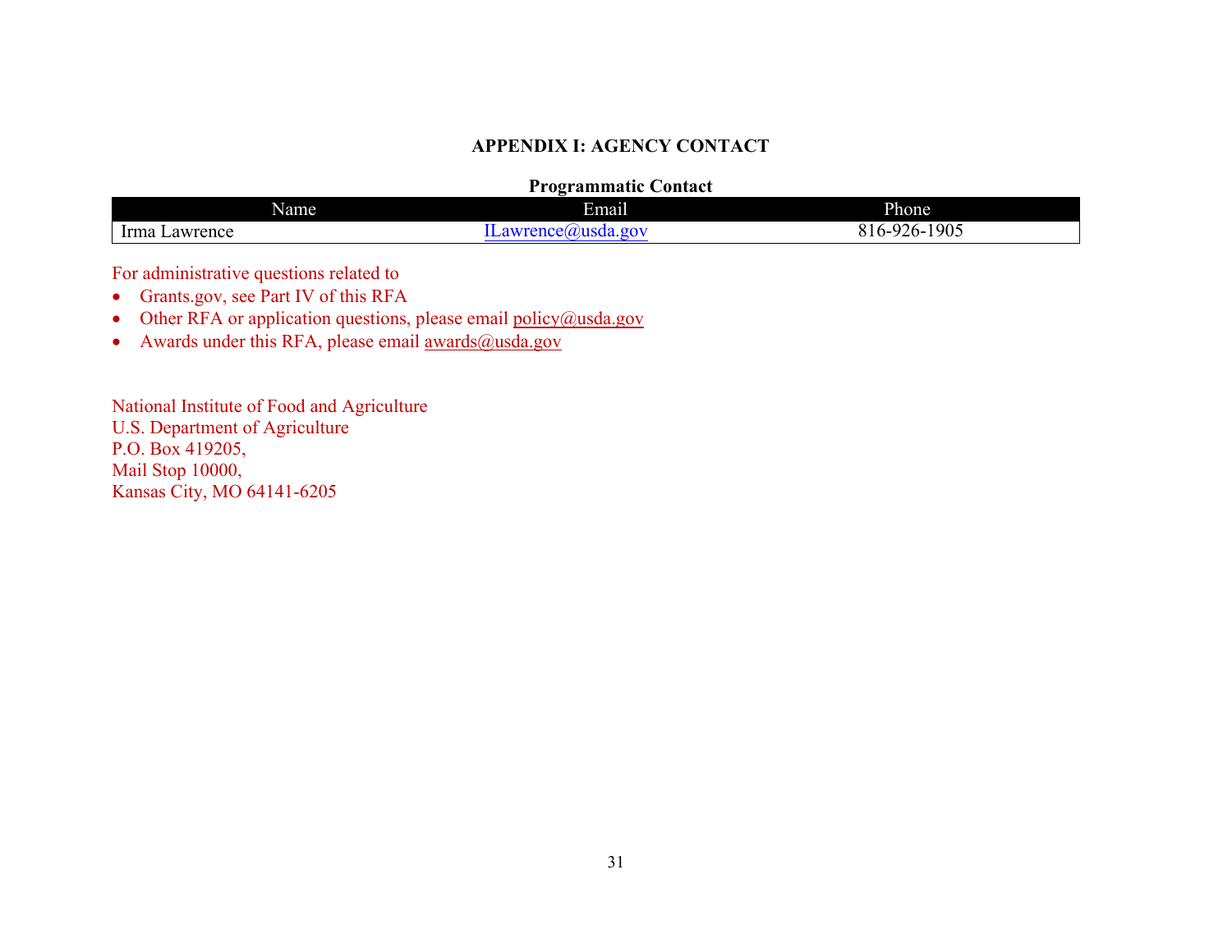## APPENDIX I: AGENCY CONTACT

**Programmatic Contact**

| Name | Email | Phone |
|---|---|---|
| Irma Lawrence | ILawrence@usda.gov | 816-926-1905 |

For administrative questions related to

- Grants.gov, see Part IV of this RFA
- Other RFA or application questions, please email policy@usda.gov
- Awards under this RFA, please email awards@usda.gov

National Institute of Food and Agriculture
U.S. Department of Agriculture
P.O. Box 419205,
Mail Stop 10000,
Kansas City, MO 64141-6205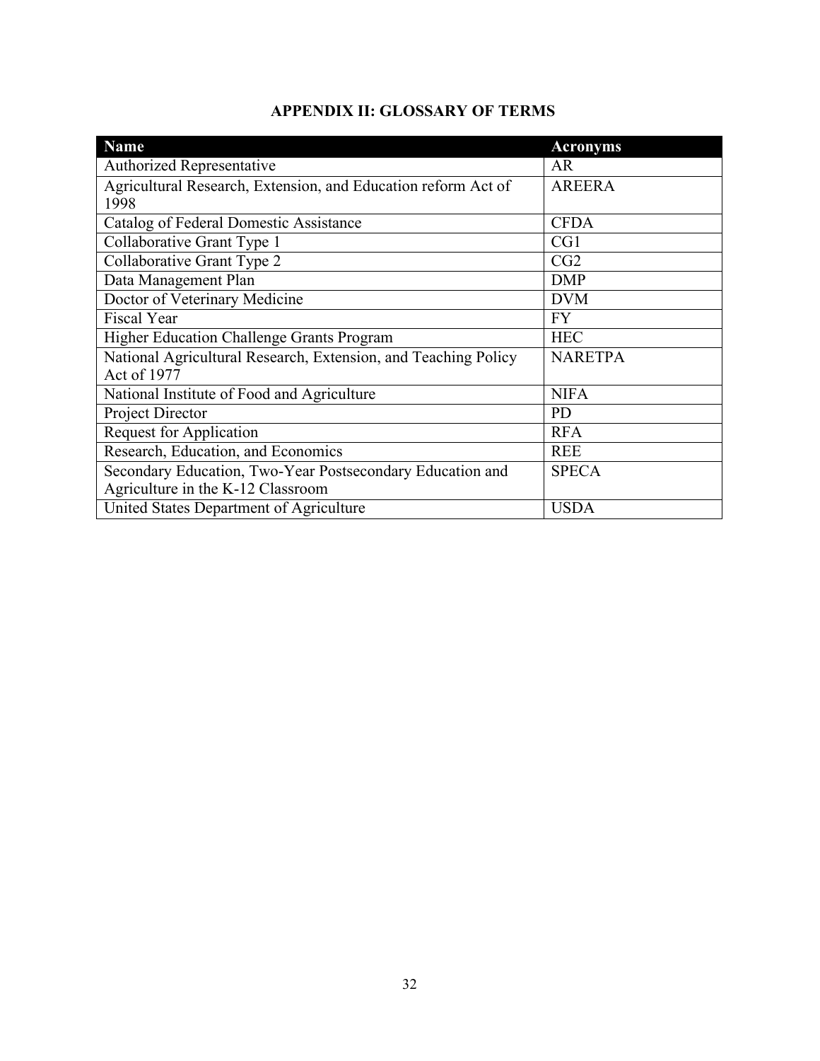## APPENDIX II: GLOSSARY OF TERMS

| Name | Acronyms |
|---|---|
| Authorized Representative | AR |
| Agricultural Research, Extension, and Education reform Act of 1998 | AREERA |
| Catalog of Federal Domestic Assistance | CFDA |
| Collaborative Grant Type 1 | CG1 |
| Collaborative Grant Type 2 | CG2 |
| Data Management Plan | DMP |
| Doctor of Veterinary Medicine | DVM |
| Fiscal Year | FY |
| Higher Education Challenge Grants Program | HEC |
| National Agricultural Research, Extension, and Teaching Policy Act of 1977 | NARETPA |
| National Institute of Food and Agriculture | NIFA |
| Project Director | PD |
| Request for Application | RFA |
| Research, Education, and Economics | REE |
| Secondary Education, Two-Year Postsecondary Education and Agriculture in the K-12 Classroom | SPECA |
| United States Department of Agriculture | USDA |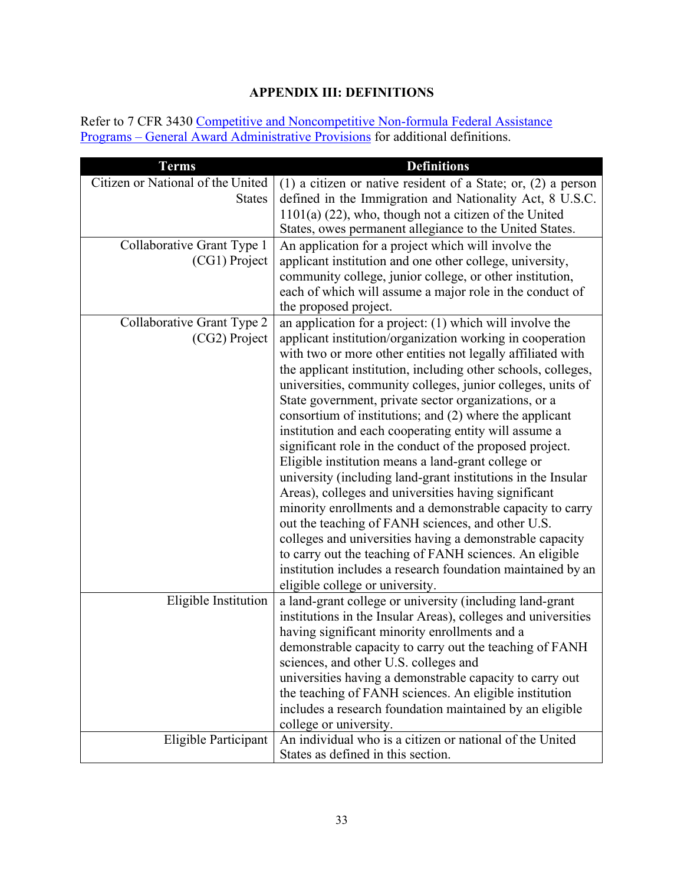# APPENDIX III: DEFINITIONS

Refer to 7 CFR 3430 Competitive and Noncompetitive Non-formula Federal Assistance Programs – General Award Administrative Provisions for additional definitions.

| Terms | Definitions |
|---|---|
| Citizen or National of the United States | (1) a citizen or native resident of a State; or, (2) a person defined in the Immigration and Nationality Act, 8 U.S.C. 1101(a) (22), who, though not a citizen of the United States, owes permanent allegiance to the United States. |
| Collaborative Grant Type 1 (CG1) Project | An application for a project which will involve the applicant institution and one other college, university, community college, junior college, or other institution, each of which will assume a major role in the conduct of the proposed project. |
| Collaborative Grant Type 2 (CG2) Project | an application for a project: (1) which will involve the applicant institution/organization working in cooperation with two or more other entities not legally affiliated with the applicant institution, including other schools, colleges, universities, community colleges, junior colleges, units of State government, private sector organizations, or a consortium of institutions; and (2) where the applicant institution and each cooperating entity will assume a significant role in the conduct of the proposed project. Eligible institution means a land-grant college or university (including land-grant institutions in the Insular Areas), colleges and universities having significant minority enrollments and a demonstrable capacity to carry out the teaching of FANH sciences, and other U.S. colleges and universities having a demonstrable capacity to carry out the teaching of FANH sciences. An eligible institution includes a research foundation maintained by an eligible college or university. |
| Eligible Institution | a land-grant college or university (including land-grant institutions in the Insular Areas), colleges and universities having significant minority enrollments and a demonstrable capacity to carry out the teaching of FANH sciences, and other U.S. colleges and universities having a demonstrable capacity to carry out the teaching of FANH sciences. An eligible institution includes a research foundation maintained by an eligible college or university. |
| Eligible Participant | An individual who is a citizen or national of the United States as defined in this section. |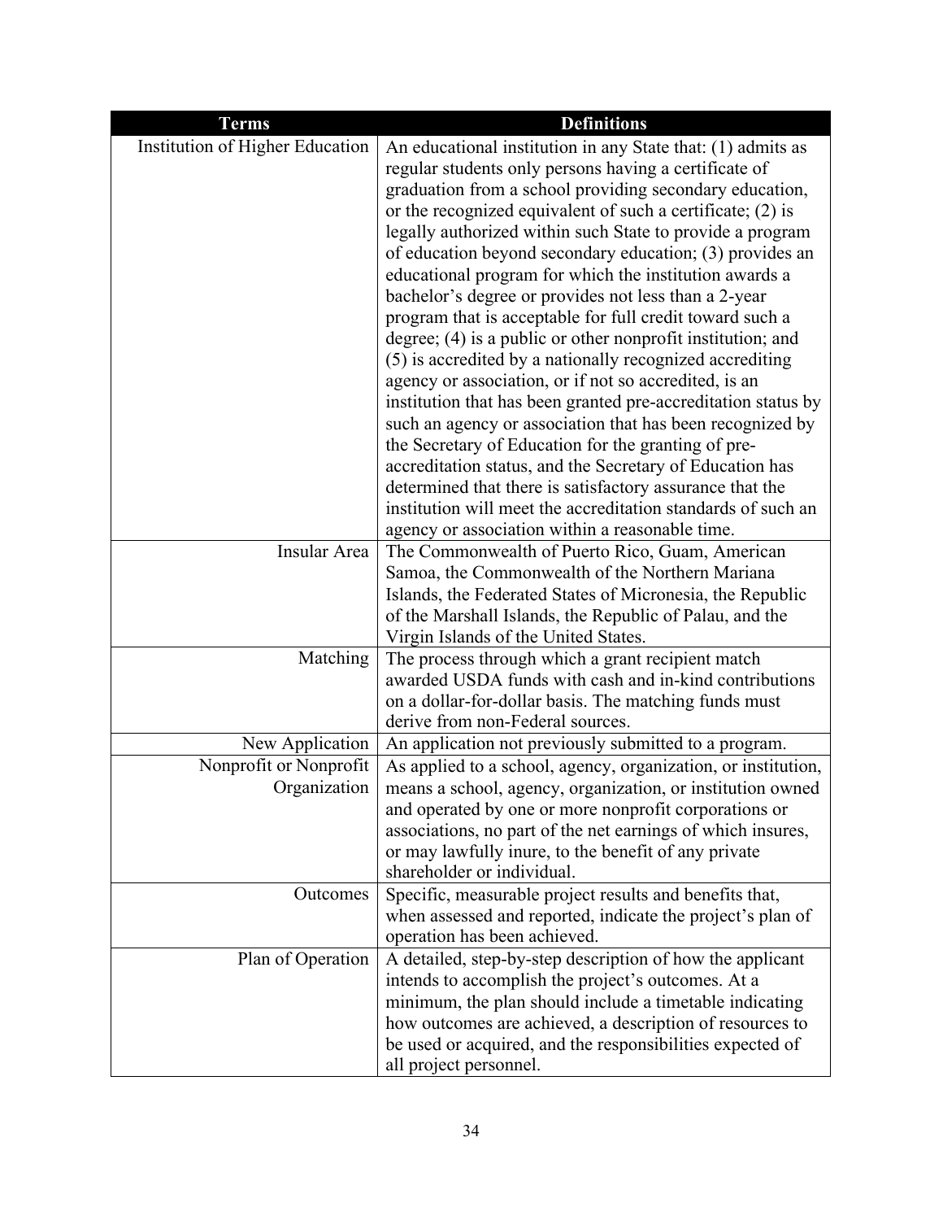| Terms | Definitions |
|---|---|
| Institution of Higher Education | An educational institution in any State that: (1) admits as regular students only persons having a certificate of graduation from a school providing secondary education, or the recognized equivalent of such a certificate; (2) is legally authorized within such State to provide a program of education beyond secondary education; (3) provides an educational program for which the institution awards a bachelor's degree or provides not less than a 2-year program that is acceptable for full credit toward such a degree; (4) is a public or other nonprofit institution; and (5) is accredited by a nationally recognized accrediting agency or association, or if not so accredited, is an institution that has been granted pre-accreditation status by such an agency or association that has been recognized by the Secretary of Education for the granting of pre-accreditation status, and the Secretary of Education has determined that there is satisfactory assurance that the institution will meet the accreditation standards of such an agency or association within a reasonable time. |
| Insular Area | The Commonwealth of Puerto Rico, Guam, American Samoa, the Commonwealth of the Northern Mariana Islands, the Federated States of Micronesia, the Republic of the Marshall Islands, the Republic of Palau, and the Virgin Islands of the United States. |
| Matching | The process through which a grant recipient match awarded USDA funds with cash and in-kind contributions on a dollar-for-dollar basis. The matching funds must derive from non-Federal sources. |
| New Application | An application not previously submitted to a program. |
| Nonprofit or Nonprofit Organization | As applied to a school, agency, organization, or institution, means a school, agency, organization, or institution owned and operated by one or more nonprofit corporations or associations, no part of the net earnings of which insures, or may lawfully inure, to the benefit of any private shareholder or individual. |
| Outcomes | Specific, measurable project results and benefits that, when assessed and reported, indicate the project's plan of operation has been achieved. |
| Plan of Operation | A detailed, step-by-step description of how the applicant intends to accomplish the project's outcomes. At a minimum, the plan should include a timetable indicating how outcomes are achieved, a description of resources to be used or acquired, and the responsibilities expected of all project personnel. |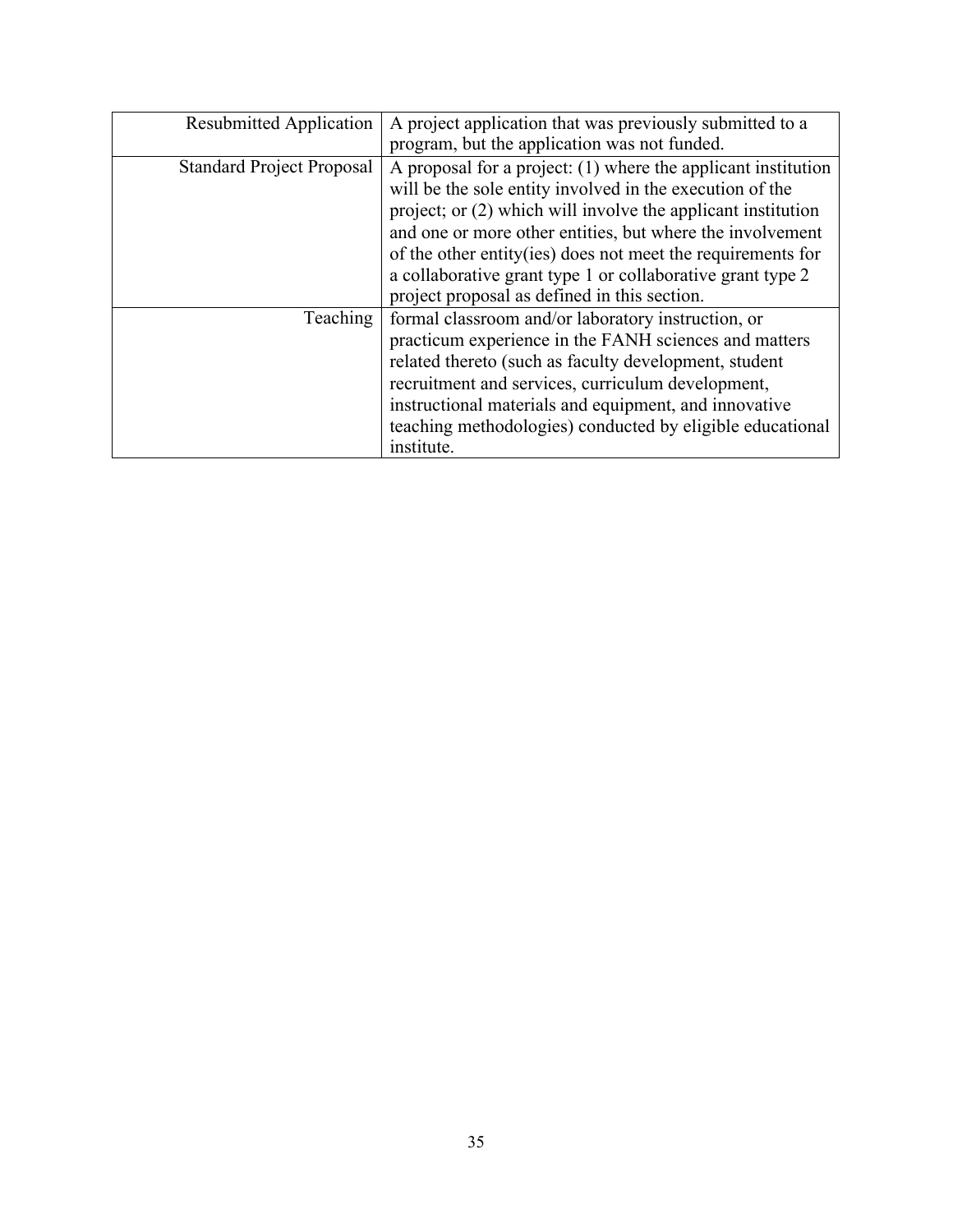| | |
|---|---|
| Resubmitted Application | A project application that was previously submitted to a program, but the application was not funded. |
| Standard Project Proposal | A proposal for a project: (1) where the applicant institution will be the sole entity involved in the execution of the project; or (2) which will involve the applicant institution and one or more other entities, but where the involvement of the other entity(ies) does not meet the requirements for a collaborative grant type 1 or collaborative grant type 2 project proposal as defined in this section. |
| Teaching | formal classroom and/or laboratory instruction, or practicum experience in the FANH sciences and matters related thereto (such as faculty development, student recruitment and services, curriculum development, instructional materials and equipment, and innovative teaching methodologies) conducted by eligible educational institute. |